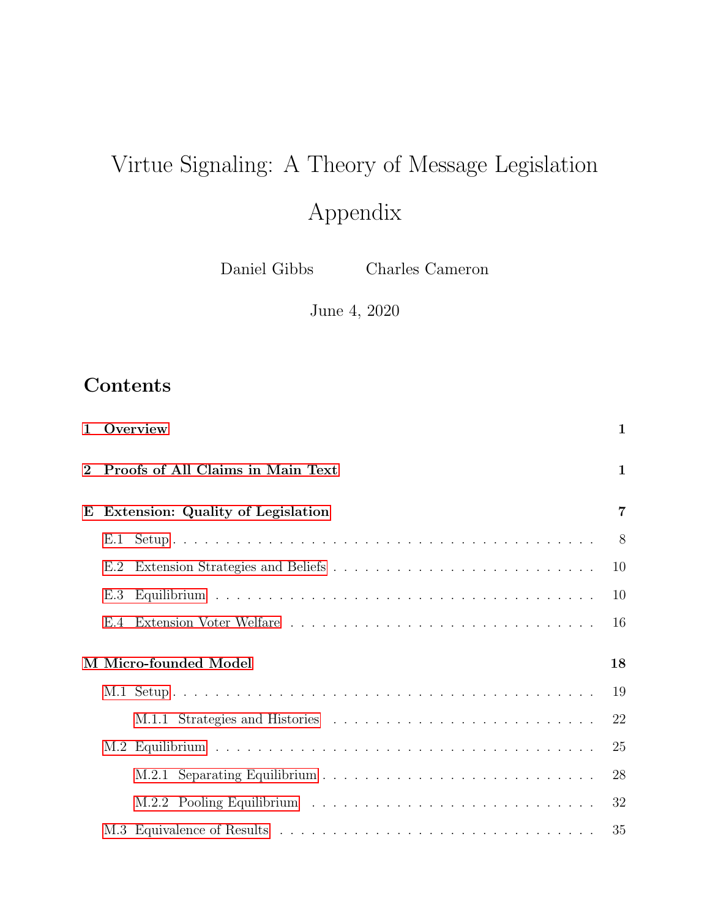# Virtue Signaling: A Theory of Message Legislation

# Appendix

Daniel Gibbs    Charles Cameron

June 4, 2020

## Contents

**1 Overview** ........ **1**

**2 Proofs of All Claims in Main Text** ........ **1**

**E Extension: Quality of Legislation** ........ **7**

- E.1 Setup ........ 8
- E.2 Extension Strategies and Beliefs ........ 10
- E.3 Equilibrium ........ 10
- E.4 Extension Voter Welfare ........ 16

**M Micro-founded Model** ........ **18**

- M.1 Setup ........ 19
  - M.1.1 Strategies and Histories ........ 22
- M.2 Equilibrium ........ 25
  - M.2.1 Separating Equilibrium ........ 28
  - M.2.2 Pooling Equilibrium ........ 32
- M.3 Equivalence of Results ........ 35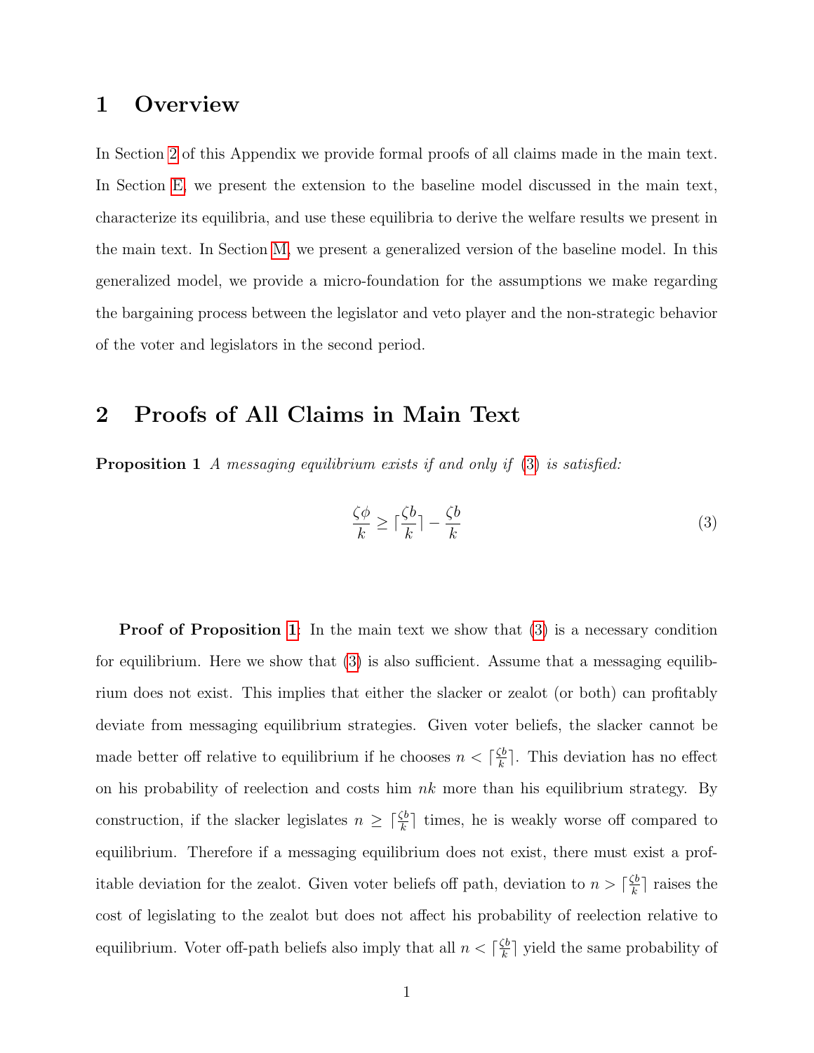# 1 Overview

In Section 2 of this Appendix we provide formal proofs of all claims made in the main text. In Section E, we present the extension to the baseline model discussed in the main text, characterize its equilibria, and use these equilibria to derive the welfare results we present in the main text. In Section M, we present a generalized version of the baseline model. In this generalized model, we provide a micro-foundation for the assumptions we make regarding the bargaining process between the legislator and veto player and the non-strategic behavior of the voter and legislators in the second period.

# 2 Proofs of All Claims in Main Text

**Proposition 1** *A messaging equilibrium exists if and only if (3) is satisfied:*

$$\frac{\zeta\phi}{k} \geq \lceil\frac{\zeta b}{k}\rceil - \frac{\zeta b}{k} \tag{3}$$

**Proof of Proposition 1:** In the main text we show that (3) is a necessary condition for equilibrium. Here we show that (3) is also sufficient. Assume that a messaging equilibrium does not exist. This implies that either the slacker or zealot (or both) can profitably deviate from messaging equilibrium strategies. Given voter beliefs, the slacker cannot be made better off relative to equilibrium if he chooses $n < \lceil\frac{\zeta b}{k}\rceil$. This deviation has no effect on his probability of reelection and costs him $nk$ more than his equilibrium strategy. By construction, if the slacker legislates $n \geq \lceil\frac{\zeta b}{k}\rceil$ times, he is weakly worse off compared to equilibrium. Therefore if a messaging equilibrium does not exist, there must exist a profitable deviation for the zealot. Given voter beliefs off path, deviation to $n > \lceil\frac{\zeta b}{k}\rceil$ raises the cost of legislating to the zealot but does not affect his probability of reelection relative to equilibrium. Voter off-path beliefs also imply that all $n < \lceil\frac{\zeta b}{k}\rceil$ yield the same probability of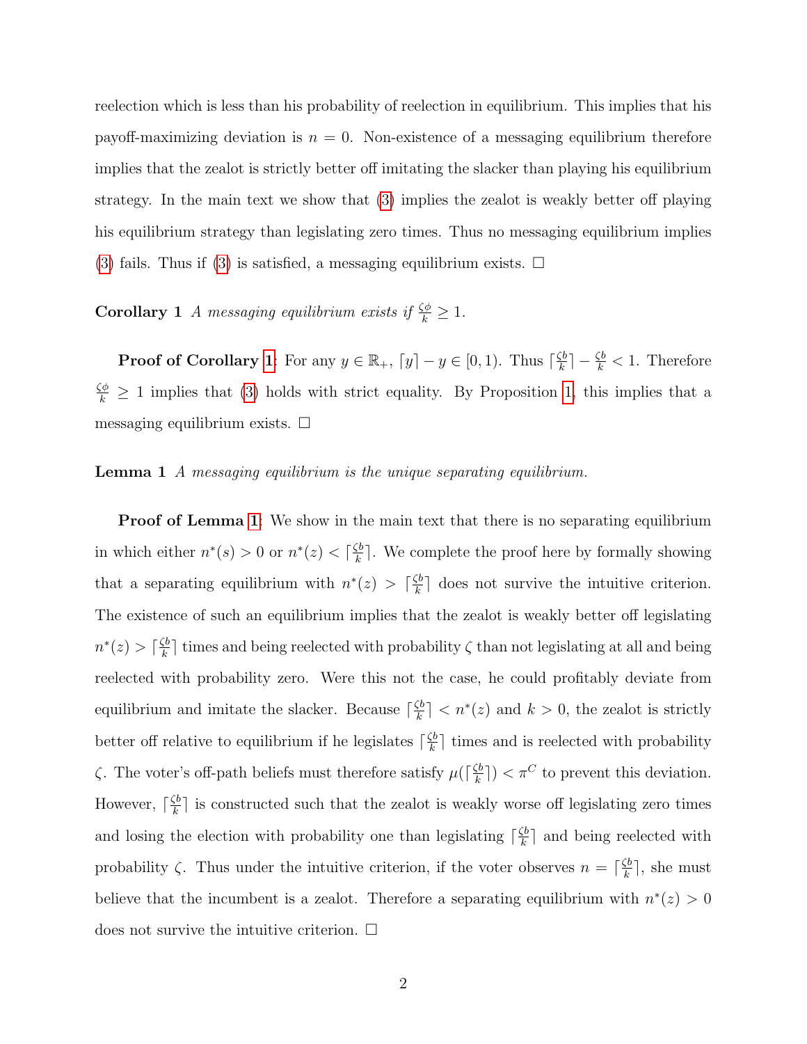reelection which is less than his probability of reelection in equilibrium. This implies that his payoff-maximizing deviation is $n = 0$. Non-existence of a messaging equilibrium therefore implies that the zealot is strictly better off imitating the slacker than playing his equilibrium strategy. In the main text we show that (3) implies the zealot is weakly better off playing his equilibrium strategy than legislating zero times. Thus no messaging equilibrium implies (3) fails. Thus if (3) is satisfied, a messaging equilibrium exists. $\square$

**Corollary 1** *A messaging equilibrium exists if $\frac{\zeta\phi}{k} \geq 1$.*

**Proof of Corollary 1**: For any $y \in \mathbb{R}_+$, $\lceil y \rceil - y \in [0, 1)$. Thus $\lceil \frac{\zeta b}{k} \rceil - \frac{\zeta b}{k} < 1$. Therefore $\frac{\zeta\phi}{k} \geq 1$ implies that (3) holds with strict equality. By Proposition 1, this implies that a messaging equilibrium exists. $\square$

**Lemma 1** *A messaging equilibrium is the unique separating equilibrium.*

**Proof of Lemma 1**: We show in the main text that there is no separating equilibrium in which either $n^*(s) > 0$ or $n^*(z) < \lceil \frac{\zeta b}{k} \rceil$. We complete the proof here by formally showing that a separating equilibrium with $n^*(z) > \lceil \frac{\zeta b}{k} \rceil$ does not survive the intuitive criterion. The existence of such an equilibrium implies that the zealot is weakly better off legislating $n^*(z) > \lceil \frac{\zeta b}{k} \rceil$ times and being reelected with probability $\zeta$ than not legislating at all and being reelected with probability zero. Were this not the case, he could profitably deviate from equilibrium and imitate the slacker. Because $\lceil \frac{\zeta b}{k} \rceil < n^*(z)$ and $k > 0$, the zealot is strictly better off relative to equilibrium if he legislates $\lceil \frac{\zeta b}{k} \rceil$ times and is reelected with probability $\zeta$. The voter's off-path beliefs must therefore satisfy $\mu(\lceil \frac{\zeta b}{k} \rceil) < \pi^C$ to prevent this deviation. However, $\lceil \frac{\zeta b}{k} \rceil$ is constructed such that the zealot is weakly worse off legislating zero times and losing the election with probability one than legislating $\lceil \frac{\zeta b}{k} \rceil$ and being reelected with probability $\zeta$. Thus under the intuitive criterion, if the voter observes $n = \lceil \frac{\zeta b}{k} \rceil$, she must believe that the incumbent is a zealot. Therefore a separating equilibrium with $n^*(z) > 0$ does not survive the intuitive criterion. $\square$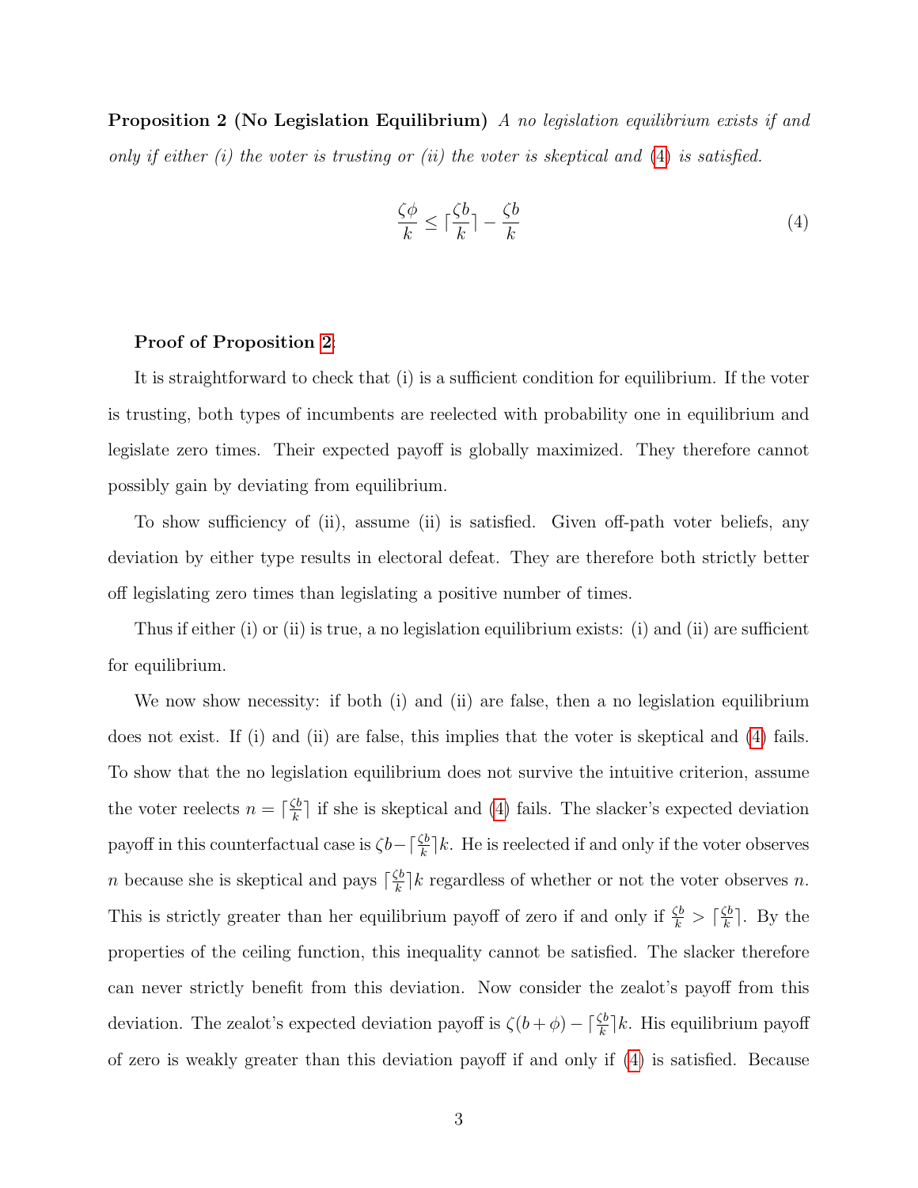**Proposition 2 (No Legislation Equilibrium)** *A no legislation equilibrium exists if and only if either (i) the voter is trusting or (ii) the voter is skeptical and (4) is satisfied.*

$$\frac{\zeta\phi}{k} \leq \lceil\frac{\zeta b}{k}\rceil - \frac{\zeta b}{k} \tag{4}$$

**Proof of Proposition 2:**

It is straightforward to check that (i) is a sufficient condition for equilibrium. If the voter is trusting, both types of incumbents are reelected with probability one in equilibrium and legislate zero times. Their expected payoff is globally maximized. They therefore cannot possibly gain by deviating from equilibrium.

To show sufficiency of (ii), assume (ii) is satisfied. Given off-path voter beliefs, any deviation by either type results in electoral defeat. They are therefore both strictly better off legislating zero times than legislating a positive number of times.

Thus if either (i) or (ii) is true, a no legislation equilibrium exists: (i) and (ii) are sufficient for equilibrium.

We now show necessity: if both (i) and (ii) are false, then a no legislation equilibrium does not exist. If (i) and (ii) are false, this implies that the voter is skeptical and (4) fails. To show that the no legislation equilibrium does not survive the intuitive criterion, assume the voter reelects $n = \lceil\frac{\zeta b}{k}\rceil$ if she is skeptical and (4) fails. The slacker's expected deviation payoff in this counterfactual case is $\zeta b - \lceil\frac{\zeta b}{k}\rceil k$. He is reelected if and only if the voter observes $n$ because she is skeptical and pays $\lceil\frac{\zeta b}{k}\rceil k$ regardless of whether or not the voter observes $n$. This is strictly greater than her equilibrium payoff of zero if and only if $\frac{\zeta b}{k} > \lceil\frac{\zeta b}{k}\rceil$. By the properties of the ceiling function, this inequality cannot be satisfied. The slacker therefore can never strictly benefit from this deviation. Now consider the zealot's payoff from this deviation. The zealot's expected deviation payoff is $\zeta(b + \phi) - \lceil\frac{\zeta b}{k}\rceil k$. His equilibrium payoff of zero is weakly greater than this deviation payoff if and only if (4) is satisfied. Because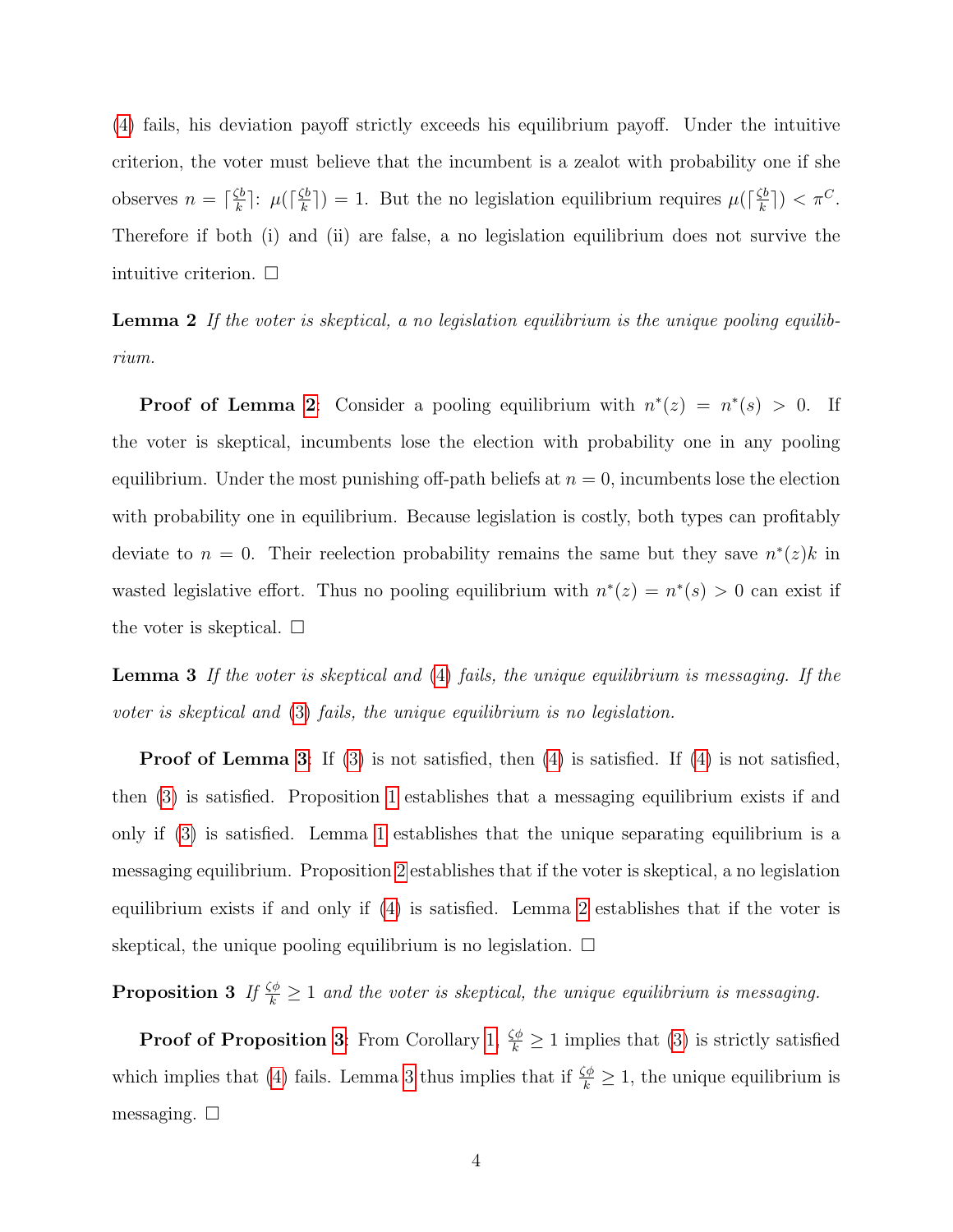(4) fails, his deviation payoff strictly exceeds his equilibrium payoff. Under the intuitive criterion, the voter must believe that the incumbent is a zealot with probability one if she observes $n = \lceil \frac{\zeta b}{k} \rceil$: $\mu(\lceil \frac{\zeta b}{k} \rceil) = 1$. But the no legislation equilibrium requires $\mu(\lceil \frac{\zeta b}{k} \rceil) < \pi^C$. Therefore if both (i) and (ii) are false, a no legislation equilibrium does not survive the intuitive criterion. $\square$

**Lemma 2** *If the voter is skeptical, a no legislation equilibrium is the unique pooling equilibrium.*

**Proof of Lemma 2**: Consider a pooling equilibrium with $n^*(z) = n^*(s) > 0$. If the voter is skeptical, incumbents lose the election with probability one in any pooling equilibrium. Under the most punishing off-path beliefs at $n = 0$, incumbents lose the election with probability one in equilibrium. Because legislation is costly, both types can profitably deviate to $n = 0$. Their reelection probability remains the same but they save $n^*(z)k$ in wasted legislative effort. Thus no pooling equilibrium with $n^*(z) = n^*(s) > 0$ can exist if the voter is skeptical. $\square$

**Lemma 3** *If the voter is skeptical and (4) fails, the unique equilibrium is messaging. If the voter is skeptical and (3) fails, the unique equilibrium is no legislation.*

**Proof of Lemma 3**: If (3) is not satisfied, then (4) is satisfied. If (4) is not satisfied, then (3) is satisfied. Proposition 1 establishes that a messaging equilibrium exists if and only if (3) is satisfied. Lemma 1 establishes that the unique separating equilibrium is a messaging equilibrium. Proposition 2 establishes that if the voter is skeptical, a no legislation equilibrium exists if and only if (4) is satisfied. Lemma 2 establishes that if the voter is skeptical, the unique pooling equilibrium is no legislation. $\square$

**Proposition 3** *If $\frac{\zeta \phi}{k} \geq 1$ and the voter is skeptical, the unique equilibrium is messaging.*

**Proof of Proposition 3**: From Corollary 1, $\frac{\zeta \phi}{k} \geq 1$ implies that (3) is strictly satisfied which implies that (4) fails. Lemma 3 thus implies that if $\frac{\zeta \phi}{k} \geq 1$, the unique equilibrium is messaging. $\square$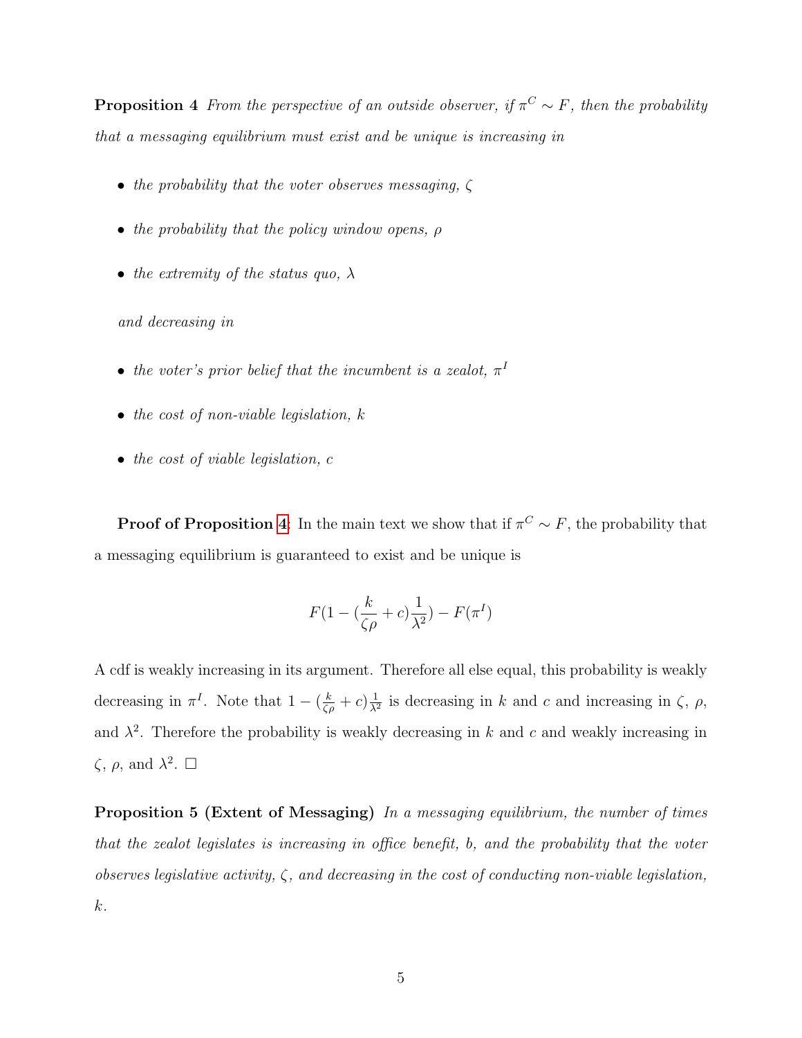**Proposition 4** *From the perspective of an outside observer, if $\pi^C \sim F$, then the probability that a messaging equilibrium must exist and be unique is increasing in*

- *the probability that the voter observes messaging, $\zeta$*
- *the probability that the policy window opens, $\rho$*
- *the extremity of the status quo, $\lambda$*

*and decreasing in*

- *the voter's prior belief that the incumbent is a zealot, $\pi^I$*
- *the cost of non-viable legislation, $k$*
- *the cost of viable legislation, $c$*

**Proof of Proposition 4:** In the main text we show that if $\pi^C \sim F$, the probability that a messaging equilibrium is guaranteed to exist and be unique is

$$F(1 - (\frac{k}{\zeta\rho} + c)\frac{1}{\lambda^2}) - F(\pi^I)$$

A cdf is weakly increasing in its argument. Therefore all else equal, this probability is weakly decreasing in $\pi^I$. Note that $1 - (\frac{k}{\zeta\rho} + c)\frac{1}{\lambda^2}$ is decreasing in $k$ and $c$ and increasing in $\zeta$, $\rho$, and $\lambda^2$. Therefore the probability is weakly decreasing in $k$ and $c$ and weakly increasing in $\zeta$, $\rho$, and $\lambda^2$. $\square$

**Proposition 5 (Extent of Messaging)** *In a messaging equilibrium, the number of times that the zealot legislates is increasing in office benefit, $b$, and the probability that the voter observes legislative activity, $\zeta$, and decreasing in the cost of conducting non-viable legislation, $k$.*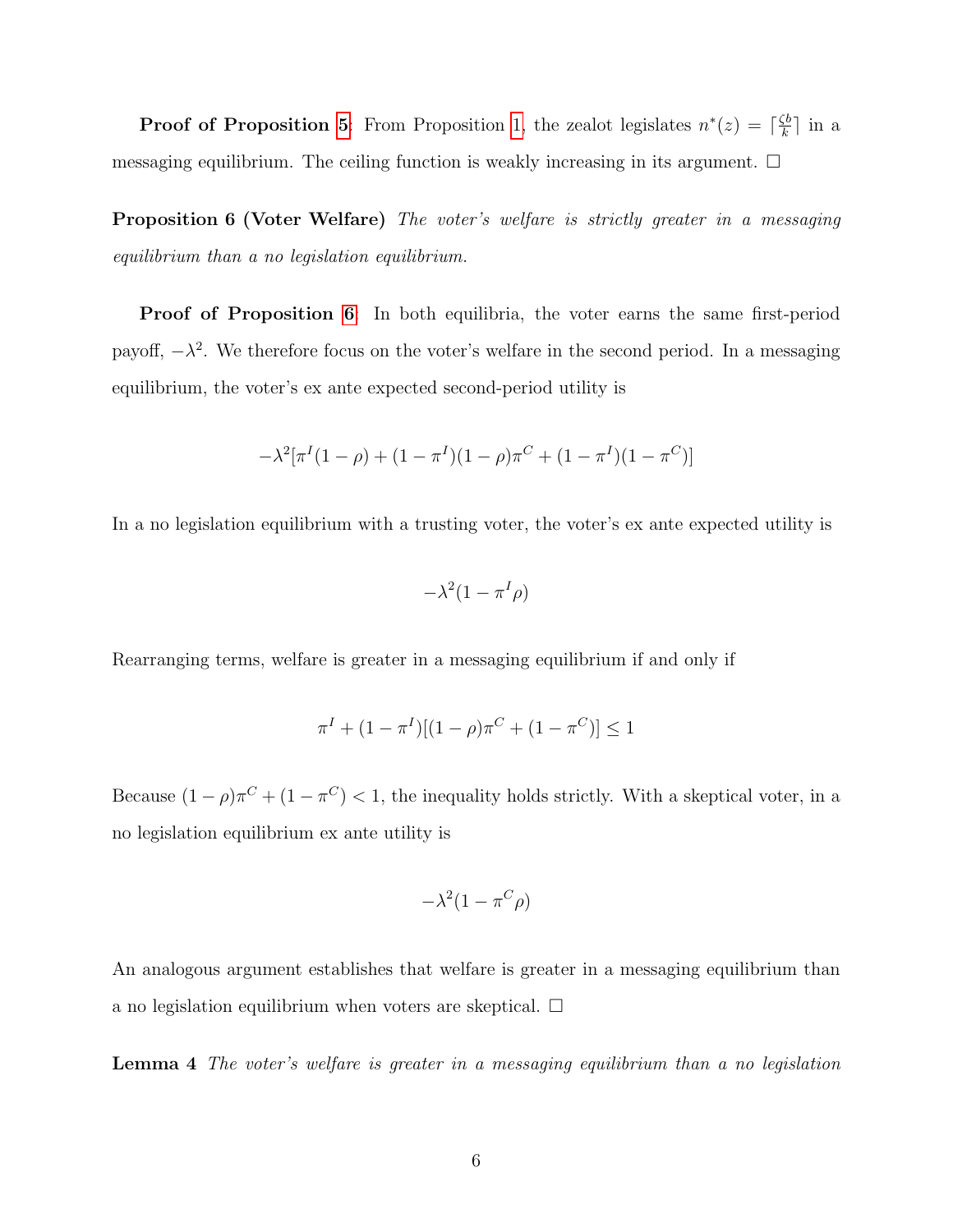**Proof of Proposition 5**: From Proposition 1, the zealot legislates $n^*(z) = \lceil \frac{\zeta b}{k} \rceil$ in a messaging equilibrium. The ceiling function is weakly increasing in its argument. □

**Proposition 6 (Voter Welfare)** *The voter's welfare is strictly greater in a messaging equilibrium than a no legislation equilibrium.*

**Proof of Proposition 6**: In both equilibria, the voter earns the same first-period payoff, $-\lambda^2$. We therefore focus on the voter's welfare in the second period. In a messaging equilibrium, the voter's ex ante expected second-period utility is

$$-\lambda^2[\pi^I(1-\rho) + (1-\pi^I)(1-\rho)\pi^C + (1-\pi^I)(1-\pi^C)]$$

In a no legislation equilibrium with a trusting voter, the voter's ex ante expected utility is

$$-\lambda^2(1-\pi^I\rho)$$

Rearranging terms, welfare is greater in a messaging equilibrium if and only if

$$\pi^I + (1-\pi^I)[(1-\rho)\pi^C + (1-\pi^C)] \leq 1$$

Because $(1-\rho)\pi^C + (1-\pi^C) < 1$, the inequality holds strictly. With a skeptical voter, in a no legislation equilibrium ex ante utility is

$$-\lambda^2(1-\pi^C\rho)$$

An analogous argument establishes that welfare is greater in a messaging equilibrium than a no legislation equilibrium when voters are skeptical. □

**Lemma 4** *The voter's welfare is greater in a messaging equilibrium than a no legislation*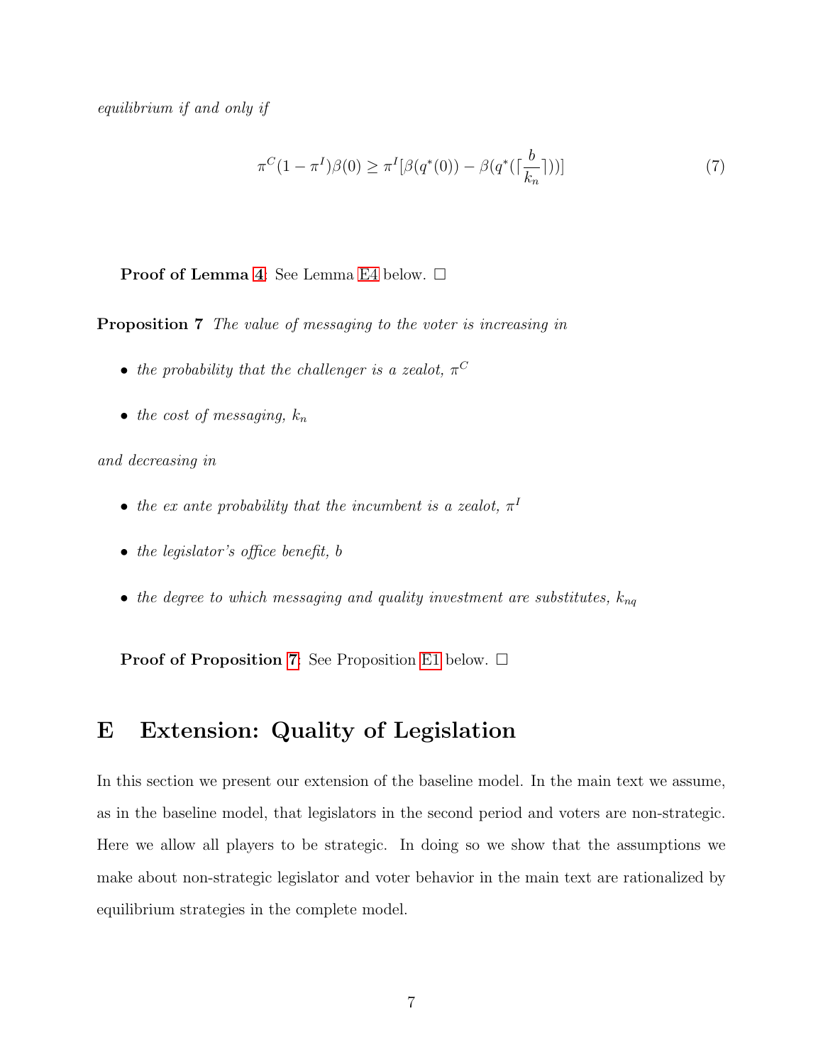*equilibrium if and only if*

$$\pi^C(1-\pi^I)\beta(0) \geq \pi^I[\beta(q^*(0)) - \beta(q^*(\lceil \frac{b}{k_n} \rceil))] \tag{7}$$

**Proof of Lemma 4**: See Lemma E4 below. □

**Proposition 7** *The value of messaging to the voter is increasing in*

- *the probability that the challenger is a zealot, $\pi^C$*
- *the cost of messaging, $k_n$*

*and decreasing in*

- *the ex ante probability that the incumbent is a zealot, $\pi^I$*
- *the legislator's office benefit, $b$*
- *the degree to which messaging and quality investment are substitutes, $k_{nq}$*

**Proof of Proposition 7**: See Proposition E1 below. □

# E Extension: Quality of Legislation

In this section we present our extension of the baseline model. In the main text we assume, as in the baseline model, that legislators in the second period and voters are non-strategic. Here we allow all players to be strategic. In doing so we show that the assumptions we make about non-strategic legislator and voter behavior in the main text are rationalized by equilibrium strategies in the complete model.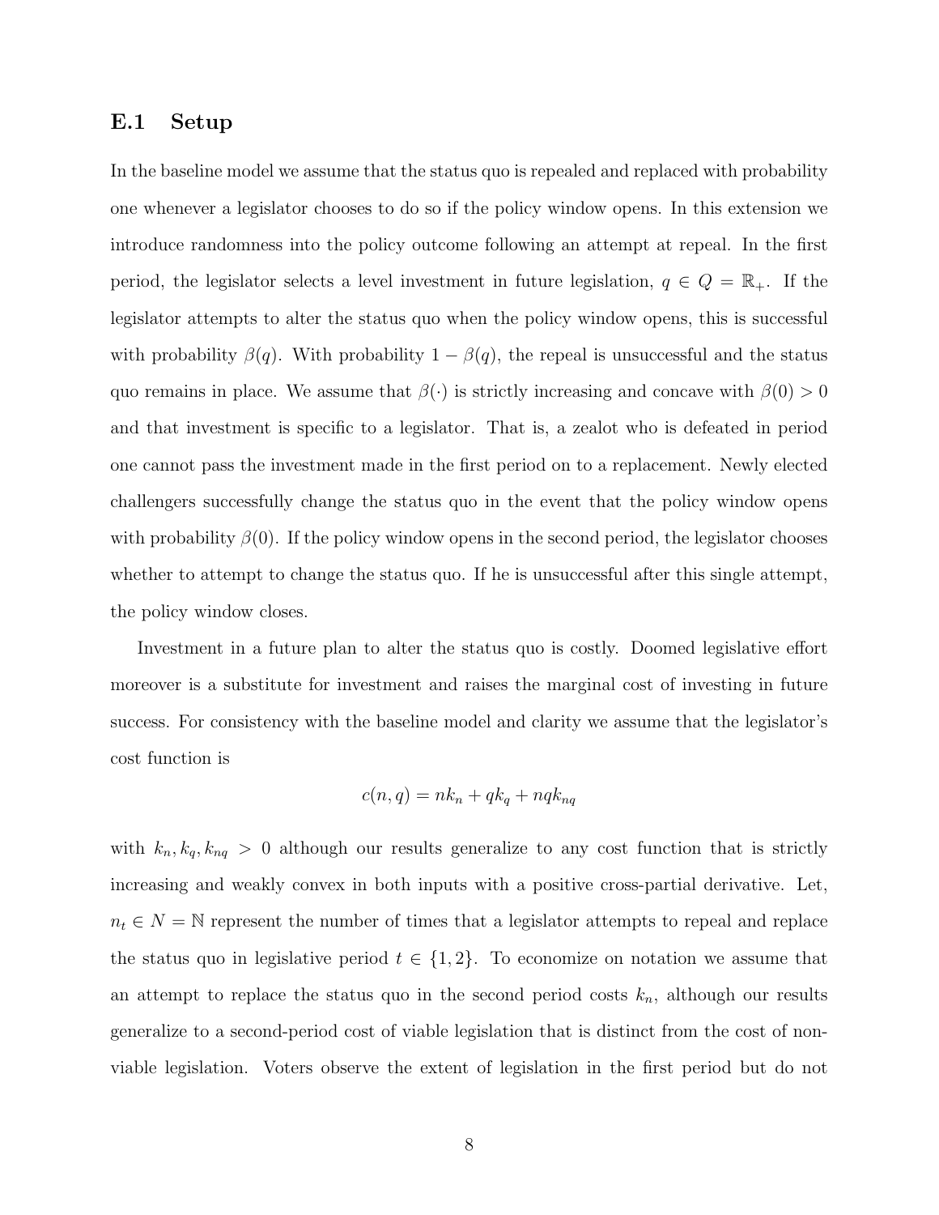## E.1 Setup

In the baseline model we assume that the status quo is repealed and replaced with probability one whenever a legislator chooses to do so if the policy window opens. In this extension we introduce randomness into the policy outcome following an attempt at repeal. In the first period, the legislator selects a level investment in future legislation, $q \in Q = \mathbb{R}_+$. If the legislator attempts to alter the status quo when the policy window opens, this is successful with probability $\beta(q)$. With probability $1 - \beta(q)$, the repeal is unsuccessful and the status quo remains in place. We assume that $\beta(\cdot)$ is strictly increasing and concave with $\beta(0) > 0$ and that investment is specific to a legislator. That is, a zealot who is defeated in period one cannot pass the investment made in the first period on to a replacement. Newly elected challengers successfully change the status quo in the event that the policy window opens with probability $\beta(0)$. If the policy window opens in the second period, the legislator chooses whether to attempt to change the status quo. If he is unsuccessful after this single attempt, the policy window closes.

Investment in a future plan to alter the status quo is costly. Doomed legislative effort moreover is a substitute for investment and raises the marginal cost of investing in future success. For consistency with the baseline model and clarity we assume that the legislator's cost function is

$$c(n, q) = nk_n + qk_q + nqk_{nq}$$

with $k_n, k_q, k_{nq} > 0$ although our results generalize to any cost function that is strictly increasing and weakly convex in both inputs with a positive cross-partial derivative. Let, $n_t \in N = \mathbb{N}$ represent the number of times that a legislator attempts to repeal and replace the status quo in legislative period $t \in \{1, 2\}$. To economize on notation we assume that an attempt to replace the status quo in the second period costs $k_n$, although our results generalize to a second-period cost of viable legislation that is distinct from the cost of non-viable legislation. Voters observe the extent of legislation in the first period but do not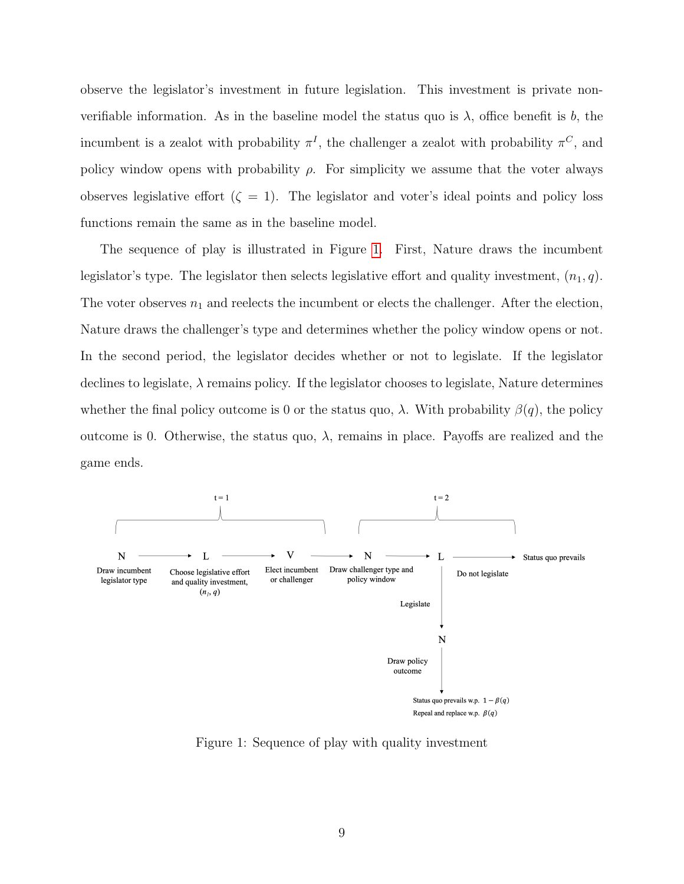observe the legislator's investment in future legislation. This investment is private non-verifiable information. As in the baseline model the status quo is $\lambda$, office benefit is $b$, the incumbent is a zealot with probability $\pi^I$, the challenger a zealot with probability $\pi^C$, and policy window opens with probability $\rho$. For simplicity we assume that the voter always observes legislative effort ($\zeta = 1$). The legislator and voter's ideal points and policy loss functions remain the same as in the baseline model.

The sequence of play is illustrated in Figure 1. First, Nature draws the incumbent legislator's type. The legislator then selects legislative effort and quality investment, $(n_1, q)$. The voter observes $n_1$ and reelects the incumbent or elects the challenger. After the election, Nature draws the challenger's type and determines whether the policy window opens or not. In the second period, the legislator decides whether or not to legislate. If the legislator declines to legislate, $\lambda$ remains policy. If the legislator chooses to legislate, Nature determines whether the final policy outcome is 0 or the status quo, $\lambda$. With probability $\beta(q)$, the policy outcome is 0. Otherwise, the status quo, $\lambda$, remains in place. Payoffs are realized and the game ends.

t = 1 | t = 2

N → L → V → N → L → Status quo prevails

- N: Draw incumbent legislator type
- L: Choose legislative effort and quality investment, $(n_1, q)$
- V: Elect incumbent or challenger
- N: Draw challenger type and policy window
- L: Do not legislate → Status quo prevails; Legislate → N: Draw policy outcome → Status quo prevails w.p. $1 - \beta(q)$; Repeal and replace w.p. $\beta(q)$

Figure 1: Sequence of play with quality investment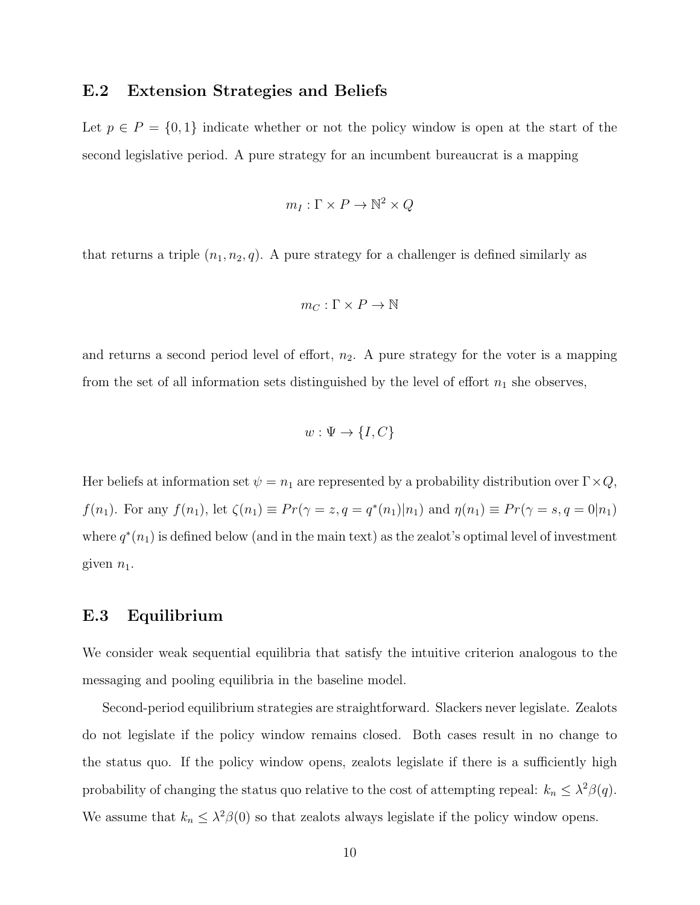## E.2 Extension Strategies and Beliefs

Let $p \in P = \{0, 1\}$ indicate whether or not the policy window is open at the start of the second legislative period. A pure strategy for an incumbent bureaucrat is a mapping

$$m_I : \Gamma \times P \rightarrow \mathbb{N}^2 \times Q$$

that returns a triple $(n_1, n_2, q)$. A pure strategy for a challenger is defined similarly as

$$m_C : \Gamma \times P \rightarrow \mathbb{N}$$

and returns a second period level of effort, $n_2$. A pure strategy for the voter is a mapping from the set of all information sets distinguished by the level of effort $n_1$ she observes,

$$w : \Psi \rightarrow \{I, C\}$$

Her beliefs at information set $\psi = n_1$ are represented by a probability distribution over $\Gamma \times Q$, $f(n_1)$. For any $f(n_1)$, let $\zeta(n_1) \equiv Pr(\gamma = z, q = q^*(n_1)|n_1)$ and $\eta(n_1) \equiv Pr(\gamma = s, q = 0|n_1)$ where $q^*(n_1)$ is defined below (and in the main text) as the zealot's optimal level of investment given $n_1$.

## E.3 Equilibrium

We consider weak sequential equilibria that satisfy the intuitive criterion analogous to the messaging and pooling equilibria in the baseline model.

Second-period equilibrium strategies are straightforward. Slackers never legislate. Zealots do not legislate if the policy window remains closed. Both cases result in no change to the status quo. If the policy window opens, zealots legislate if there is a sufficiently high probability of changing the status quo relative to the cost of attempting repeal: $k_n \leq \lambda^2\beta(q)$. We assume that $k_n \leq \lambda^2\beta(0)$ so that zealots always legislate if the policy window opens.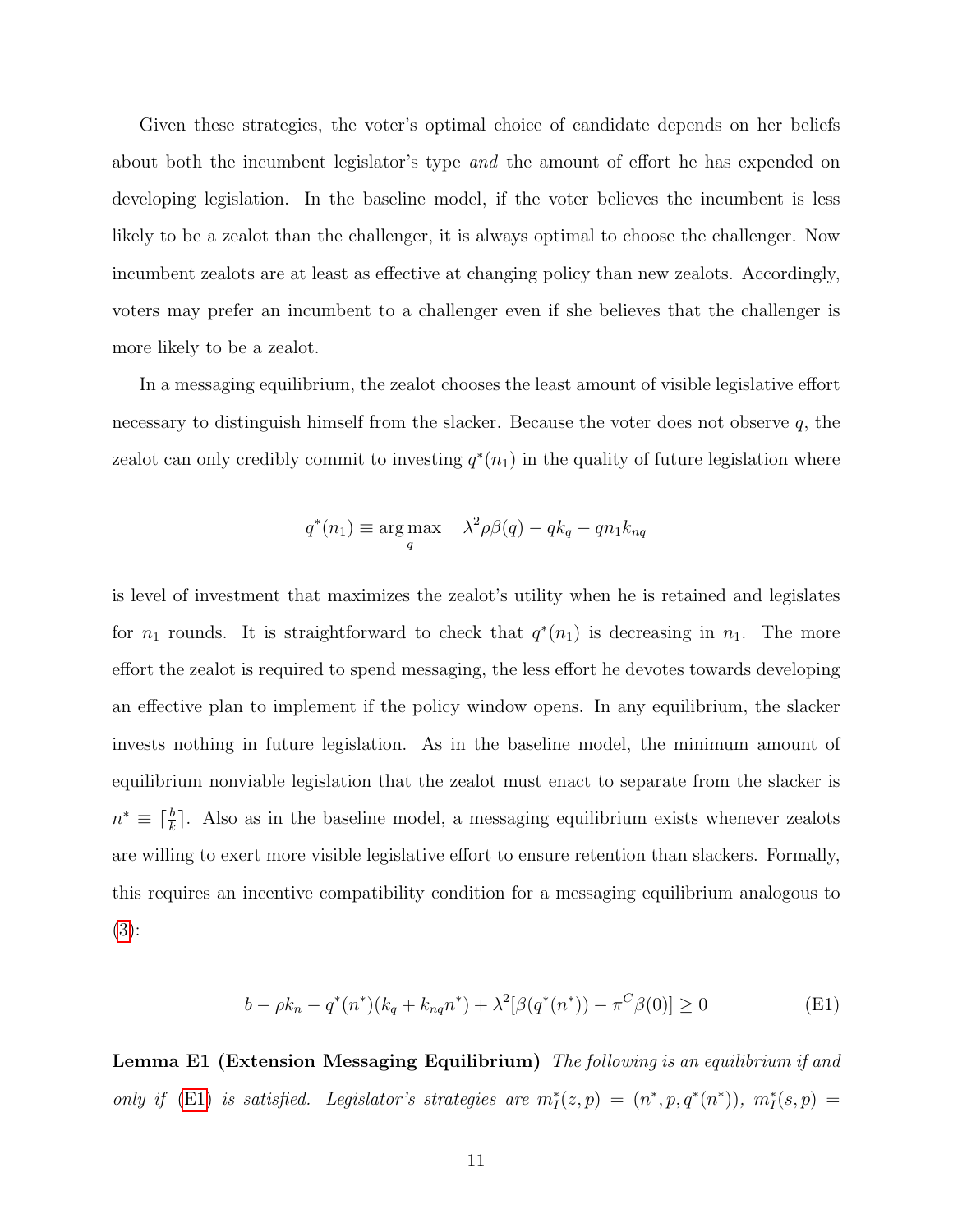Given these strategies, the voter's optimal choice of candidate depends on her beliefs about both the incumbent legislator's type *and* the amount of effort he has expended on developing legislation. In the baseline model, if the voter believes the incumbent is less likely to be a zealot than the challenger, it is always optimal to choose the challenger. Now incumbent zealots are at least as effective at changing policy than new zealots. Accordingly, voters may prefer an incumbent to a challenger even if she believes that the challenger is more likely to be a zealot.

In a messaging equilibrium, the zealot chooses the least amount of visible legislative effort necessary to distinguish himself from the slacker. Because the voter does not observe $q$, the zealot can only credibly commit to investing $q^*(n_1)$ in the quality of future legislation where

$$q^*(n_1) \equiv \underset{q}{\arg\max} \quad \lambda^2 \rho \beta(q) - q k_q - q n_1 k_{nq}$$

is level of investment that maximizes the zealot's utility when he is retained and legislates for $n_1$ rounds. It is straightforward to check that $q^*(n_1)$ is decreasing in $n_1$. The more effort the zealot is required to spend messaging, the less effort he devotes towards developing an effective plan to implement if the policy window opens. In any equilibrium, the slacker invests nothing in future legislation. As in the baseline model, the minimum amount of equilibrium nonviable legislation that the zealot must enact to separate from the slacker is $n^* \equiv \lceil \frac{b}{k} \rceil$. Also as in the baseline model, a messaging equilibrium exists whenever zealots are willing to exert more visible legislative effort to ensure retention than slackers. Formally, this requires an incentive compatibility condition for a messaging equilibrium analogous to (3):

$$b - \rho k_n - q^*(n^*)(k_q + k_{nq} n^*) + \lambda^2 [\beta(q^*(n^*)) - \pi^C \beta(0)] \geq 0 \tag{E1}$$

**Lemma E1 (Extension Messaging Equilibrium)** *The following is an equilibrium if and only if (E1) is satisfied. Legislator's strategies are $m_I^*(z, p) = (n^*, p, q^*(n^*))$, $m_I^*(s, p) =$*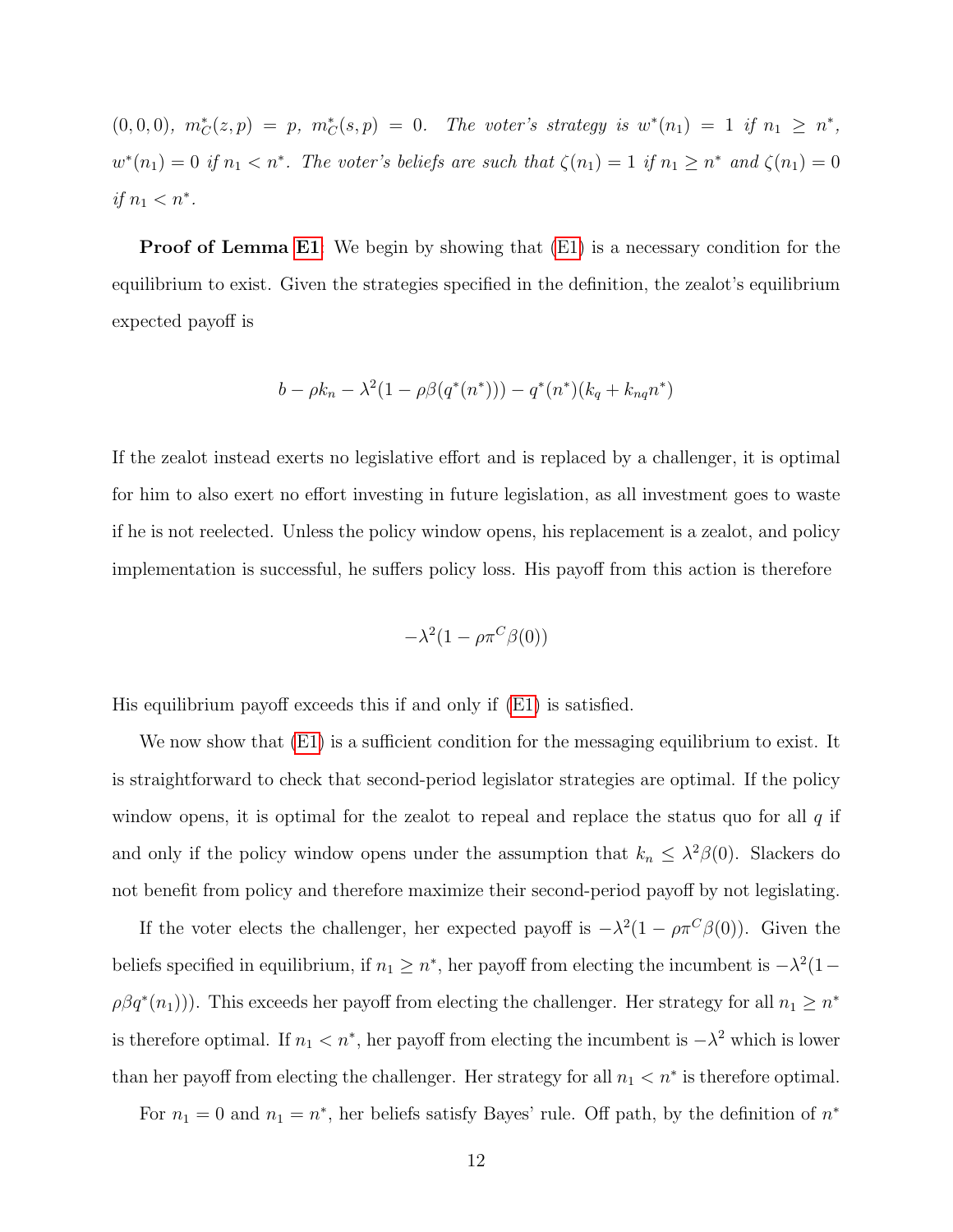$(0, 0, 0)$, $m^*_C(z, p) = p$, $m^*_C(s, p) = 0$. *The voter's strategy is* $w^*(n_1) = 1$ *if* $n_1 \geq n^*$, $w^*(n_1) = 0$ *if* $n_1 < n^*$. *The voter's beliefs are such that* $\zeta(n_1) = 1$ *if* $n_1 \geq n^*$ *and* $\zeta(n_1) = 0$ *if* $n_1 < n^*$.

**Proof of Lemma E1**: We begin by showing that (E1) is a necessary condition for the equilibrium to exist. Given the strategies specified in the definition, the zealot's equilibrium expected payoff is

$$b - \rho k_n - \lambda^2(1 - \rho\beta(q^*(n^*))) - q^*(n^*)(k_q + k_{nq}n^*)$$

If the zealot instead exerts no legislative effort and is replaced by a challenger, it is optimal for him to also exert no effort investing in future legislation, as all investment goes to waste if he is not reelected. Unless the policy window opens, his replacement is a zealot, and policy implementation is successful, he suffers policy loss. His payoff from this action is therefore

$$-\lambda^2(1 - \rho\pi^C\beta(0))$$

His equilibrium payoff exceeds this if and only if (E1) is satisfied.

We now show that (E1) is a sufficient condition for the messaging equilibrium to exist. It is straightforward to check that second-period legislator strategies are optimal. If the policy window opens, it is optimal for the zealot to repeal and replace the status quo for all $q$ if and only if the policy window opens under the assumption that $k_n \leq \lambda^2\beta(0)$. Slackers do not benefit from policy and therefore maximize their second-period payoff by not legislating.

If the voter elects the challenger, her expected payoff is $-\lambda^2(1 - \rho\pi^C\beta(0))$. Given the beliefs specified in equilibrium, if $n_1 \geq n^*$, her payoff from electing the incumbent is $-\lambda^2(1 - \rho\beta q^*(n_1)))$. This exceeds her payoff from electing the challenger. Her strategy for all $n_1 \geq n^*$ is therefore optimal. If $n_1 < n^*$, her payoff from electing the incumbent is $-\lambda^2$ which is lower than her payoff from electing the challenger. Her strategy for all $n_1 < n^*$ is therefore optimal.

For $n_1 = 0$ and $n_1 = n^*$, her beliefs satisfy Bayes' rule. Off path, by the definition of $n^*$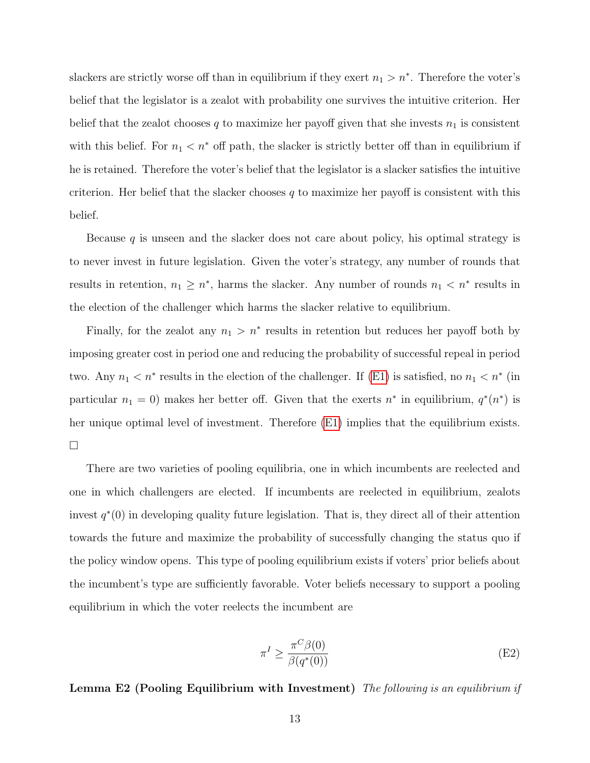slackers are strictly worse off than in equilibrium if they exert $n_1 > n^*$. Therefore the voter's belief that the legislator is a zealot with probability one survives the intuitive criterion. Her belief that the zealot chooses $q$ to maximize her payoff given that she invests $n_1$ is consistent with this belief. For $n_1 < n^*$ off path, the slacker is strictly better off than in equilibrium if he is retained. Therefore the voter's belief that the legislator is a slacker satisfies the intuitive criterion. Her belief that the slacker chooses $q$ to maximize her payoff is consistent with this belief.

Because $q$ is unseen and the slacker does not care about policy, his optimal strategy is to never invest in future legislation. Given the voter's strategy, any number of rounds that results in retention, $n_1 \geq n^*$, harms the slacker. Any number of rounds $n_1 < n^*$ results in the election of the challenger which harms the slacker relative to equilibrium.

Finally, for the zealot any $n_1 > n^*$ results in retention but reduces her payoff both by imposing greater cost in period one and reducing the probability of successful repeal in period two. Any $n_1 < n^*$ results in the election of the challenger. If (E1) is satisfied, no $n_1 < n^*$ (in particular $n_1 = 0$) makes her better off. Given that the exerts $n^*$ in equilibrium, $q^*(n^*)$ is her unique optimal level of investment. Therefore (E1) implies that the equilibrium exists. □

There are two varieties of pooling equilibria, one in which incumbents are reelected and one in which challengers are elected. If incumbents are reelected in equilibrium, zealots invest $q^*(0)$ in developing quality future legislation. That is, they direct all of their attention towards the future and maximize the probability of successfully changing the status quo if the policy window opens. This type of pooling equilibrium exists if voters' prior beliefs about the incumbent's type are sufficiently favorable. Voter beliefs necessary to support a pooling equilibrium in which the voter reelects the incumbent are

$$\pi^I \geq \frac{\pi^C \beta(0)}{\beta(q^*(0))} \tag{E2}$$

**Lemma E2 (Pooling Equilibrium with Investment)** *The following is an equilibrium if*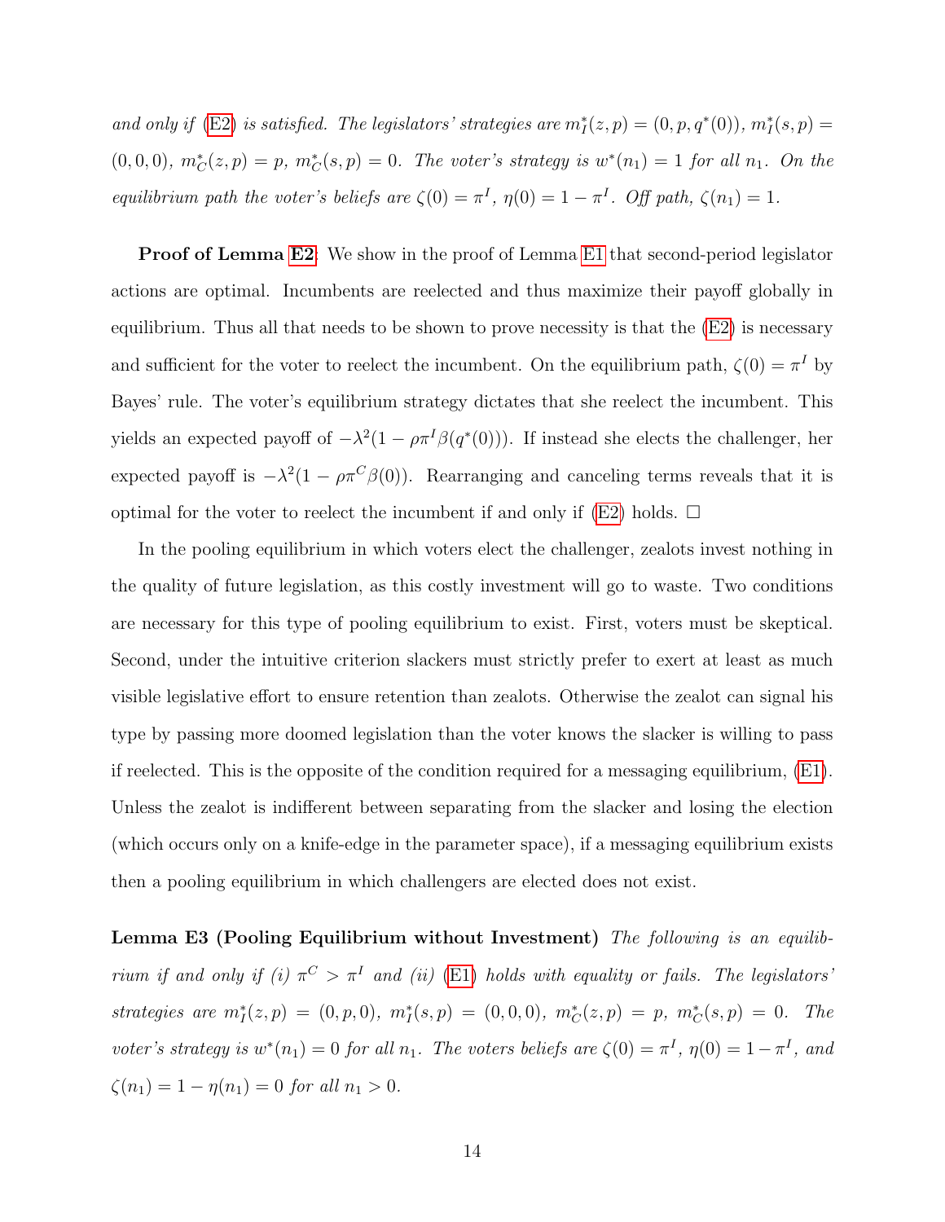*and only if* (E2) *is satisfied. The legislators' strategies are* $m_I^*(z,p) = (0, p, q^*(0))$, $m_I^*(s,p) = (0,0,0)$, $m_C^*(z,p) = p$, $m_C^*(s,p) = 0$. *The voter's strategy is* $w^*(n_1) = 1$ *for all* $n_1$. *On the equilibrium path the voter's beliefs are* $\zeta(0) = \pi^I$, $\eta(0) = 1 - \pi^I$. *Off path,* $\zeta(n_1) = 1$.

**Proof of Lemma E2**. We show in the proof of Lemma E1 that second-period legislator actions are optimal. Incumbents are reelected and thus maximize their payoff globally in equilibrium. Thus all that needs to be shown to prove necessity is that the (E2) is necessary and sufficient for the voter to reelect the incumbent. On the equilibrium path, $\zeta(0) = \pi^I$ by Bayes' rule. The voter's equilibrium strategy dictates that she reelect the incumbent. This yields an expected payoff of $-\lambda^2(1 - \rho\pi^I\beta(q^*(0)))$. If instead she elects the challenger, her expected payoff is $-\lambda^2(1 - \rho\pi^C\beta(0))$. Rearranging and canceling terms reveals that it is optimal for the voter to reelect the incumbent if and only if (E2) holds. □

In the pooling equilibrium in which voters elect the challenger, zealots invest nothing in the quality of future legislation, as this costly investment will go to waste. Two conditions are necessary for this type of pooling equilibrium to exist. First, voters must be skeptical. Second, under the intuitive criterion slackers must strictly prefer to exert at least as much visible legislative effort to ensure retention than zealots. Otherwise the zealot can signal his type by passing more doomed legislation than the voter knows the slacker is willing to pass if reelected. This is the opposite of the condition required for a messaging equilibrium, (E1). Unless the zealot is indifferent between separating from the slacker and losing the election (which occurs only on a knife-edge in the parameter space), if a messaging equilibrium exists then a pooling equilibrium in which challengers are elected does not exist.

**Lemma E3 (Pooling Equilibrium without Investment)** *The following is an equilibrium if and only if (i)* $\pi^C > \pi^I$ *and (ii)* (E1) *holds with equality or fails. The legislators' strategies are* $m_I^*(z,p) = (0,p,0)$, $m_I^*(s,p) = (0,0,0)$, $m_C^*(z,p) = p$, $m_C^*(s,p) = 0$. *The voter's strategy is* $w^*(n_1) = 0$ *for all* $n_1$. *The voters beliefs are* $\zeta(0) = \pi^I$, $\eta(0) = 1 - \pi^I$, *and* $\zeta(n_1) = 1 - \eta(n_1) = 0$ *for all* $n_1 > 0$.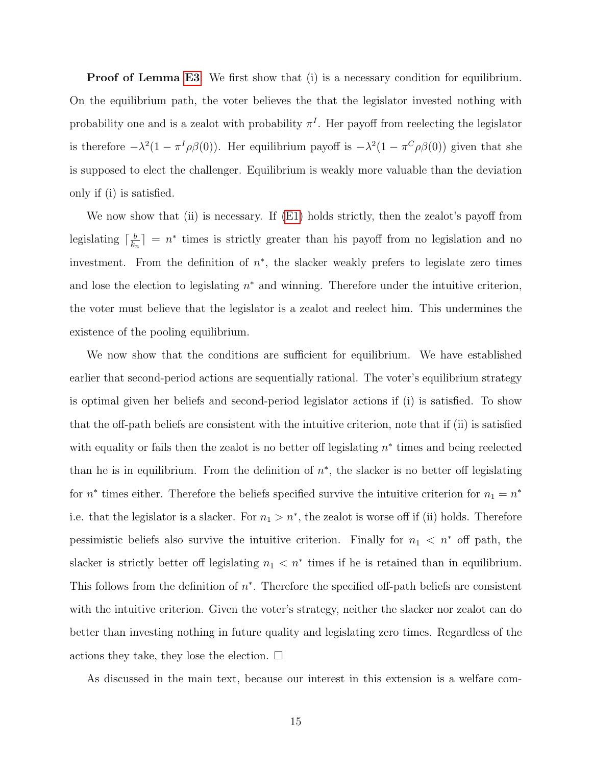**Proof of Lemma E3**: We first show that (i) is a necessary condition for equilibrium. On the equilibrium path, the voter believes the that the legislator invested nothing with probability one and is a zealot with probability $\pi^I$. Her payoff from reelecting the legislator is therefore $-\lambda^2(1 - \pi^I \rho\beta(0))$. Her equilibrium payoff is $-\lambda^2(1 - \pi^C \rho\beta(0))$ given that she is supposed to elect the challenger. Equilibrium is weakly more valuable than the deviation only if (i) is satisfied.

We now show that (ii) is necessary. If (E1) holds strictly, then the zealot's payoff from legislating $\lceil \frac{b}{k_n} \rceil = n^*$ times is strictly greater than his payoff from no legislation and no investment. From the definition of $n^*$, the slacker weakly prefers to legislate zero times and lose the election to legislating $n^*$ and winning. Therefore under the intuitive criterion, the voter must believe that the legislator is a zealot and reelect him. This undermines the existence of the pooling equilibrium.

We now show that the conditions are sufficient for equilibrium. We have established earlier that second-period actions are sequentially rational. The voter's equilibrium strategy is optimal given her beliefs and second-period legislator actions if (i) is satisfied. To show that the off-path beliefs are consistent with the intuitive criterion, note that if (ii) is satisfied with equality or fails then the zealot is no better off legislating $n^*$ times and being reelected than he is in equilibrium. From the definition of $n^*$, the slacker is no better off legislating for $n^*$ times either. Therefore the beliefs specified survive the intuitive criterion for $n_1 = n^*$ i.e. that the legislator is a slacker. For $n_1 > n^*$, the zealot is worse off if (ii) holds. Therefore pessimistic beliefs also survive the intuitive criterion. Finally for $n_1 < n^*$ off path, the slacker is strictly better off legislating $n_1 < n^*$ times if he is retained than in equilibrium. This follows from the definition of $n^*$. Therefore the specified off-path beliefs are consistent with the intuitive criterion. Given the voter's strategy, neither the slacker nor zealot can do better than investing nothing in future quality and legislating zero times. Regardless of the actions they take, they lose the election. □

As discussed in the main text, because our interest in this extension is a welfare com-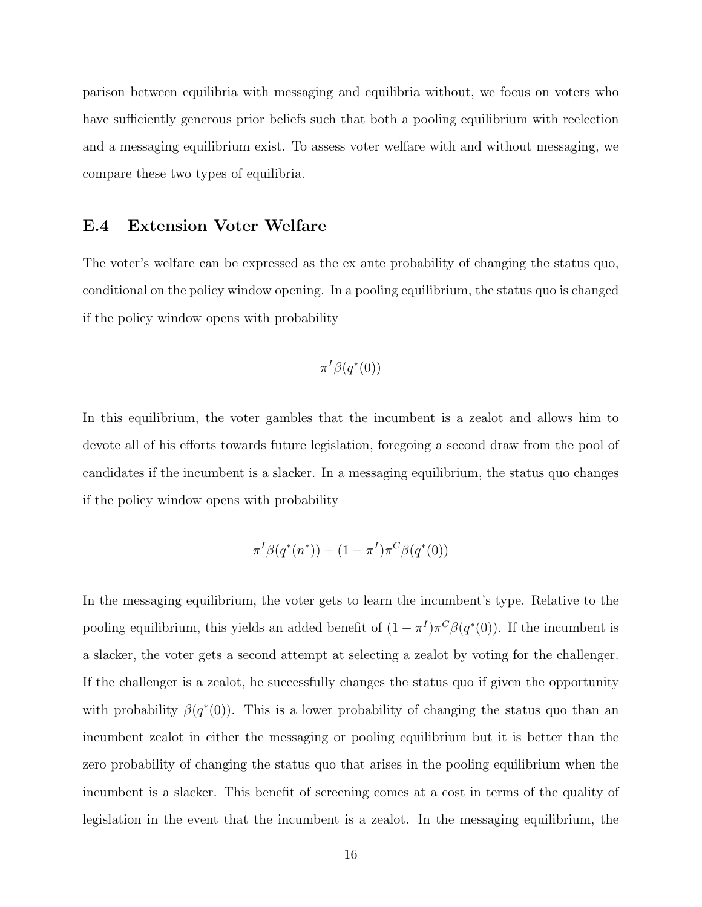parison between equilibria with messaging and equilibria without, we focus on voters who have sufficiently generous prior beliefs such that both a pooling equilibrium with reelection and a messaging equilibrium exist. To assess voter welfare with and without messaging, we compare these two types of equilibria.

### E.4 Extension Voter Welfare

The voter's welfare can be expressed as the ex ante probability of changing the status quo, conditional on the policy window opening. In a pooling equilibrium, the status quo is changed if the policy window opens with probability

$$\pi^I \beta(q^*(0))$$

In this equilibrium, the voter gambles that the incumbent is a zealot and allows him to devote all of his efforts towards future legislation, foregoing a second draw from the pool of candidates if the incumbent is a slacker. In a messaging equilibrium, the status quo changes if the policy window opens with probability

$$\pi^I \beta(q^*(n^*)) + (1 - \pi^I)\pi^C \beta(q^*(0))$$

In the messaging equilibrium, the voter gets to learn the incumbent's type. Relative to the pooling equilibrium, this yields an added benefit of $(1 - \pi^I)\pi^C \beta(q^*(0))$. If the incumbent is a slacker, the voter gets a second attempt at selecting a zealot by voting for the challenger. If the challenger is a zealot, he successfully changes the status quo if given the opportunity with probability $\beta(q^*(0))$. This is a lower probability of changing the status quo than an incumbent zealot in either the messaging or pooling equilibrium but it is better than the zero probability of changing the status quo that arises in the pooling equilibrium when the incumbent is a slacker. This benefit of screening comes at a cost in terms of the quality of legislation in the event that the incumbent is a zealot. In the messaging equilibrium, the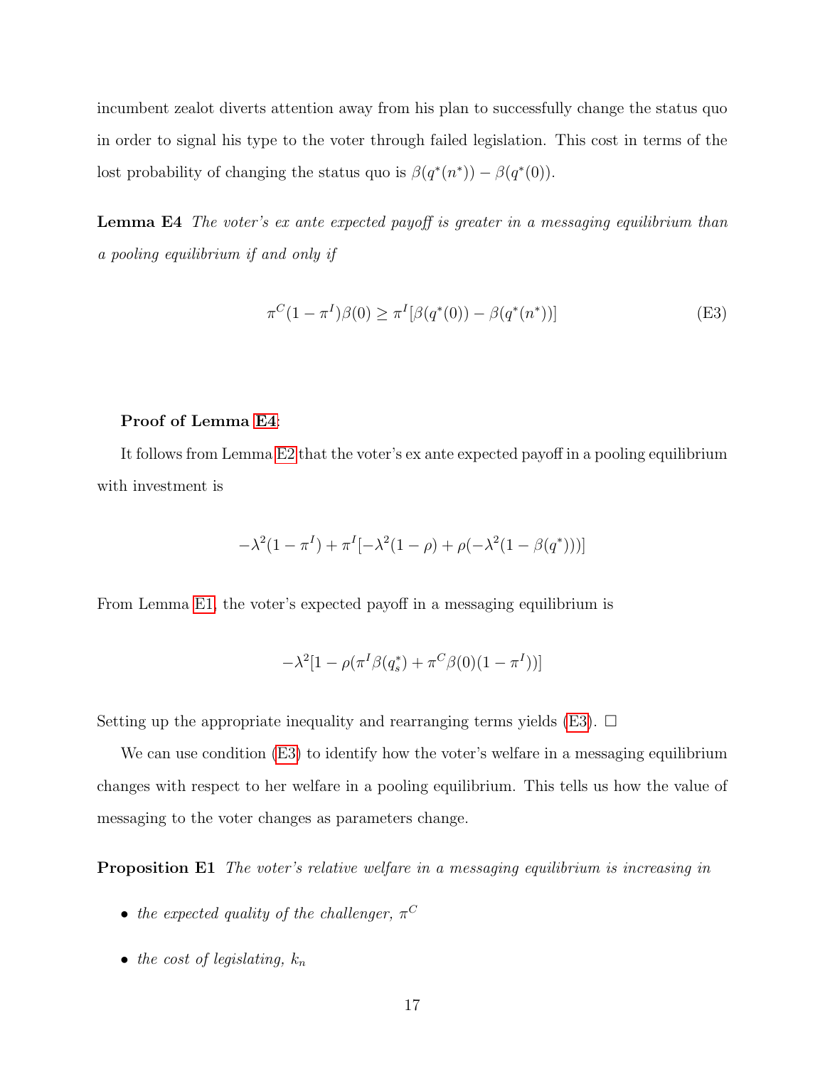incumbent zealot diverts attention away from his plan to successfully change the status quo in order to signal his type to the voter through failed legislation. This cost in terms of the lost probability of changing the status quo is $\beta(q^*(n^*)) - \beta(q^*(0))$.

**Lemma E4** *The voter's ex ante expected payoff is greater in a messaging equilibrium than a pooling equilibrium if and only if*

$$\pi^C(1-\pi^I)\beta(0) \geq \pi^I[\beta(q^*(0)) - \beta(q^*(n^*))] \tag{E3}$$

**Proof of Lemma E4:**

It follows from Lemma E2 that the voter's ex ante expected payoff in a pooling equilibrium with investment is

$$-\lambda^2(1-\pi^I) + \pi^I[-\lambda^2(1-\rho) + \rho(-\lambda^2(1-\beta(q^*)))]$$

From Lemma E1, the voter's expected payoff in a messaging equilibrium is

$$-\lambda^2[1 - \rho(\pi^I\beta(q_s^*) + \pi^C\beta(0)(1-\pi^I))]$$

Setting up the appropriate inequality and rearranging terms yields (E3). □

We can use condition (E3) to identify how the voter's welfare in a messaging equilibrium changes with respect to her welfare in a pooling equilibrium. This tells us how the value of messaging to the voter changes as parameters change.

**Proposition E1** *The voter's relative welfare in a messaging equilibrium is increasing in*

- *the expected quality of the challenger, $\pi^C$*
- *the cost of legislating, $k_n$*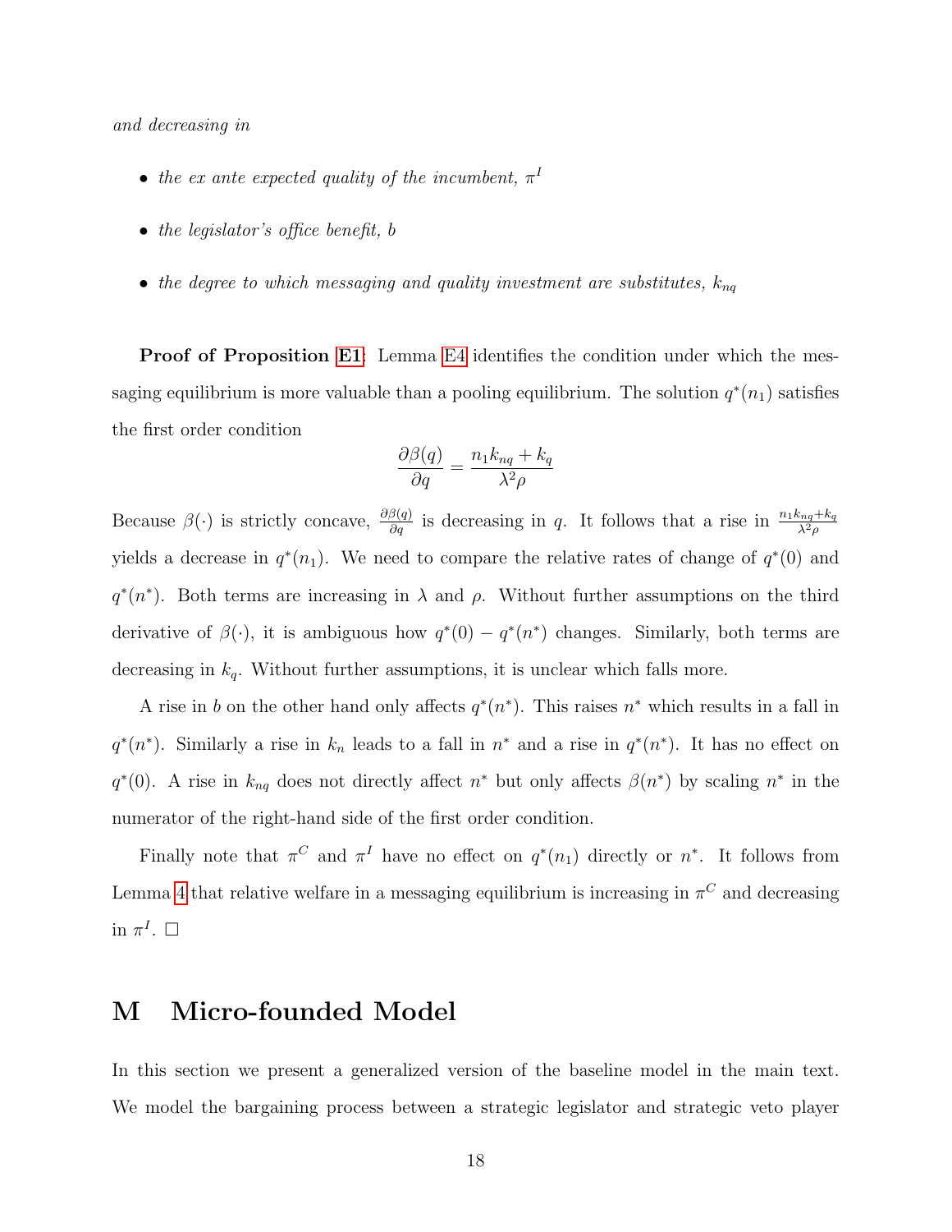*and decreasing in*

- *the ex ante expected quality of the incumbent, $\pi^I$*
- *the legislator's office benefit, b*
- *the degree to which messaging and quality investment are substitutes, $k_{nq}$*

**Proof of Proposition E1:** Lemma E4 identifies the condition under which the messaging equilibrium is more valuable than a pooling equilibrium. The solution $q^*(n_1)$ satisfies the first order condition

$$\frac{\partial \beta(q)}{\partial q} = \frac{n_1 k_{nq} + k_q}{\lambda^2 \rho}$$

Because $\beta(\cdot)$ is strictly concave, $\frac{\partial \beta(q)}{\partial q}$ is decreasing in $q$. It follows that a rise in $\frac{n_1 k_{nq} + k_q}{\lambda^2 \rho}$ yields a decrease in $q^*(n_1)$. We need to compare the relative rates of change of $q^*(0)$ and $q^*(n^*)$. Both terms are increasing in $\lambda$ and $\rho$. Without further assumptions on the third derivative of $\beta(\cdot)$, it is ambiguous how $q^*(0) - q^*(n^*)$ changes. Similarly, both terms are decreasing in $k_q$. Without further assumptions, it is unclear which falls more.

A rise in $b$ on the other hand only affects $q^*(n^*)$. This raises $n^*$ which results in a fall in $q^*(n^*)$. Similarly a rise in $k_n$ leads to a fall in $n^*$ and a rise in $q^*(n^*)$. It has no effect on $q^*(0)$. A rise in $k_{nq}$ does not directly affect $n^*$ but only affects $\beta(n^*)$ by scaling $n^*$ in the numerator of the right-hand side of the first order condition.

Finally note that $\pi^C$ and $\pi^I$ have no effect on $q^*(n_1)$ directly or $n^*$. It follows from Lemma 4 that relative welfare in a messaging equilibrium is increasing in $\pi^C$ and decreasing in $\pi^I$. □

# M Micro-founded Model

In this section we present a generalized version of the baseline model in the main text. We model the bargaining process between a strategic legislator and strategic veto player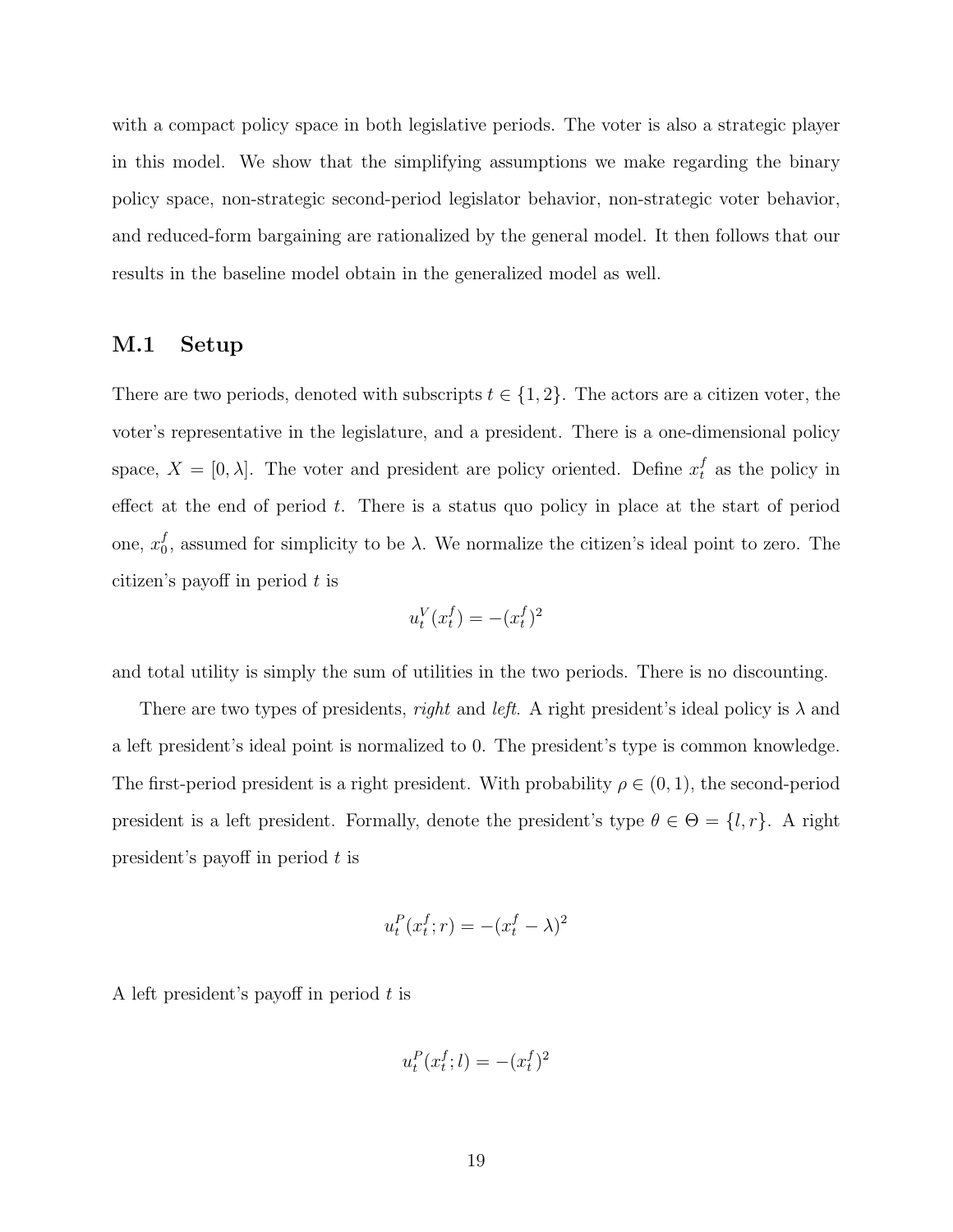with a compact policy space in both legislative periods. The voter is also a strategic player in this model. We show that the simplifying assumptions we make regarding the binary policy space, non-strategic second-period legislator behavior, non-strategic voter behavior, and reduced-form bargaining are rationalized by the general model. It then follows that our results in the baseline model obtain in the generalized model as well.

## M.1 Setup

There are two periods, denoted with subscripts $t \in \{1, 2\}$. The actors are a citizen voter, the voter's representative in the legislature, and a president. There is a one-dimensional policy space, $X = [0, \lambda]$. The voter and president are policy oriented. Define $x_t^f$ as the policy in effect at the end of period $t$. There is a status quo policy in place at the start of period one, $x_0^f$, assumed for simplicity to be $\lambda$. We normalize the citizen's ideal point to zero. The citizen's payoff in period $t$ is

$$u_t^V(x_t^f) = -(x_t^f)^2$$

and total utility is simply the sum of utilities in the two periods. There is no discounting.

There are two types of presidents, *right* and *left*. A right president's ideal policy is $\lambda$ and a left president's ideal point is normalized to 0. The president's type is common knowledge. The first-period president is a right president. With probability $\rho \in (0, 1)$, the second-period president is a left president. Formally, denote the president's type $\theta \in \Theta = \{l, r\}$. A right president's payoff in period $t$ is

$$u_t^P(x_t^f; r) = -(x_t^f - \lambda)^2$$

A left president's payoff in period $t$ is

$$u_t^P(x_t^f; l) = -(x_t^f)^2$$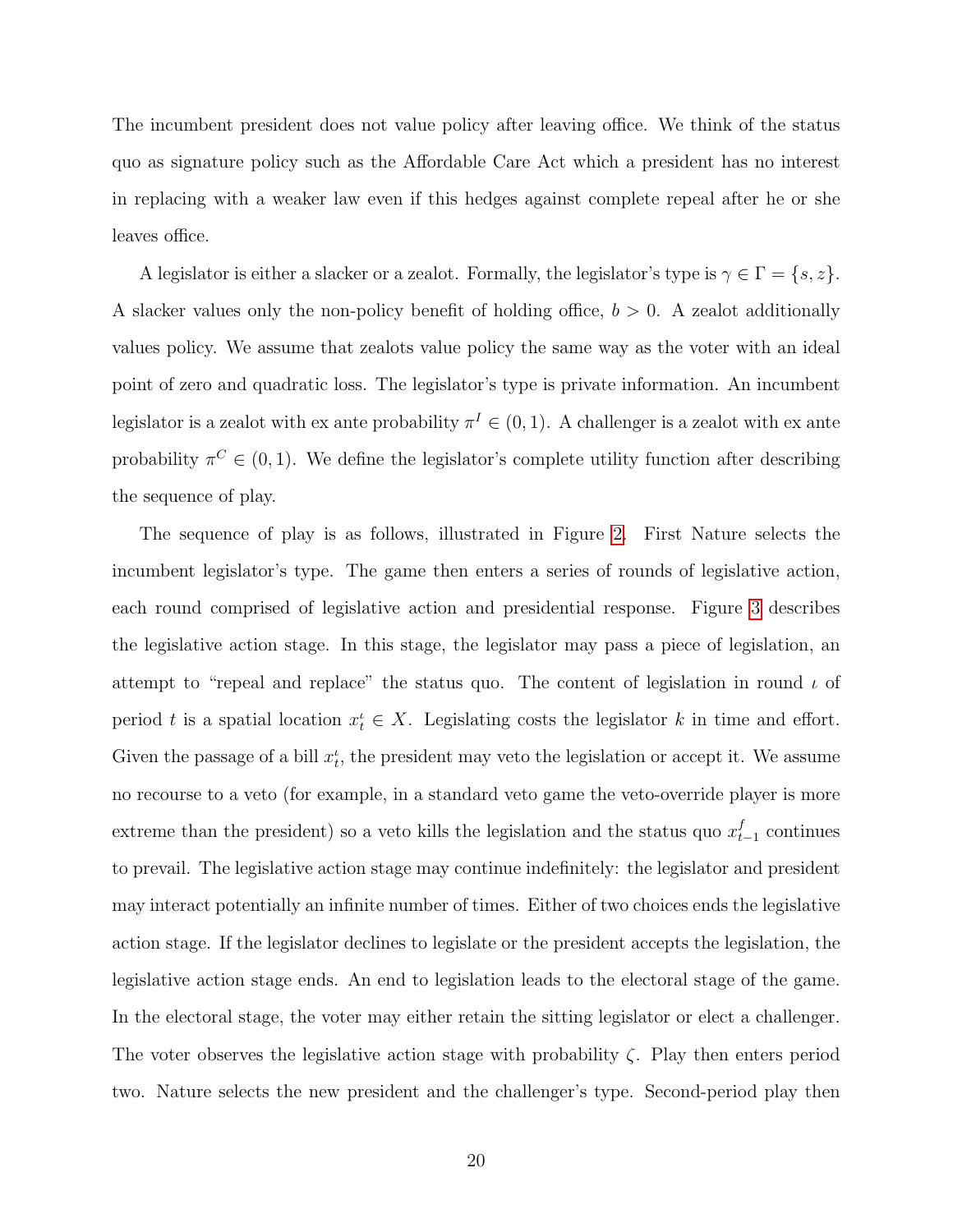The incumbent president does not value policy after leaving office. We think of the status quo as signature policy such as the Affordable Care Act which a president has no interest in replacing with a weaker law even if this hedges against complete repeal after he or she leaves office.

A legislator is either a slacker or a zealot. Formally, the legislator's type is $\gamma \in \Gamma = \{s, z\}$. A slacker values only the non-policy benefit of holding office, $b > 0$. A zealot additionally values policy. We assume that zealots value policy the same way as the voter with an ideal point of zero and quadratic loss. The legislator's type is private information. An incumbent legislator is a zealot with ex ante probability $\pi^I \in (0, 1)$. A challenger is a zealot with ex ante probability $\pi^C \in (0, 1)$. We define the legislator's complete utility function after describing the sequence of play.

The sequence of play is as follows, illustrated in Figure 2. First Nature selects the incumbent legislator's type. The game then enters a series of rounds of legislative action, each round comprised of legislative action and presidential response. Figure 3 describes the legislative action stage. In this stage, the legislator may pass a piece of legislation, an attempt to "repeal and replace" the status quo. The content of legislation in round $\iota$ of period $t$ is a spatial location $x_t^\iota \in X$. Legislating costs the legislator $k$ in time and effort. Given the passage of a bill $x_t^\iota$, the president may veto the legislation or accept it. We assume no recourse to a veto (for example, in a standard veto game the veto-override player is more extreme than the president) so a veto kills the legislation and the status quo $x_{t-1}^f$ continues to prevail. The legislative action stage may continue indefinitely: the legislator and president may interact potentially an infinite number of times. Either of two choices ends the legislative action stage. If the legislator declines to legislate or the president accepts the legislation, the legislative action stage ends. An end to legislation leads to the electoral stage of the game. In the electoral stage, the voter may either retain the sitting legislator or elect a challenger. The voter observes the legislative action stage with probability $\zeta$. Play then enters period two. Nature selects the new president and the challenger's type. Second-period play then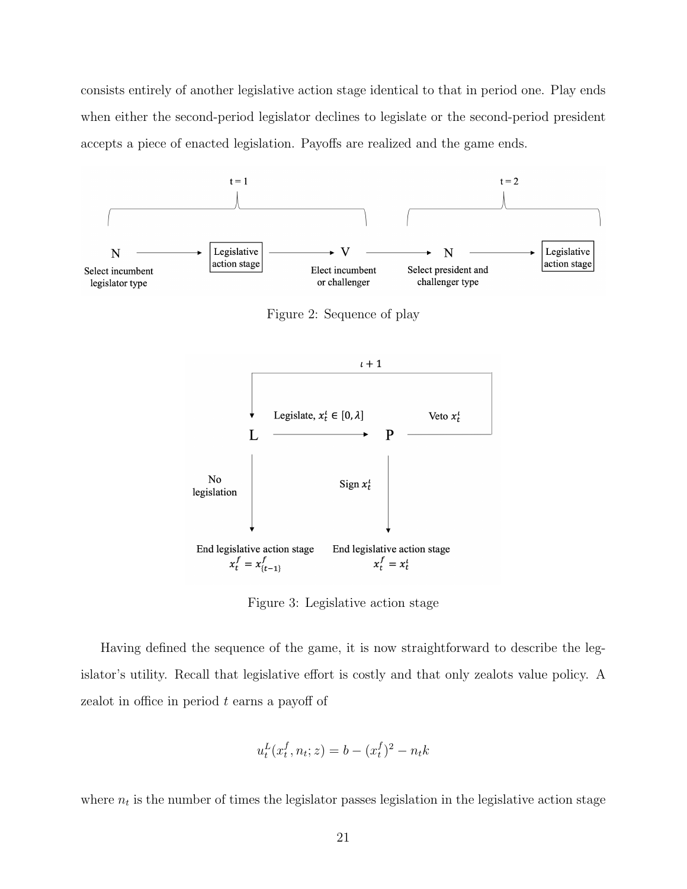consists entirely of another legislative action stage identical to that in period one. Play ends when either the second-period legislator declines to legislate or the second-period president accepts a piece of enacted legislation. Payoffs are realized and the game ends.

Figure 2: Sequence of play

Figure 3: Legislative action stage

Having defined the sequence of the game, it is now straightforward to describe the legislator's utility. Recall that legislative effort is costly and that only zealots value policy. A zealot in office in period $t$ earns a payoff of

$$u_t^L(x_t^f, n_t; z) = b - (x_t^f)^2 - n_t k$$

where $n_t$ is the number of times the legislator passes legislation in the legislative action stage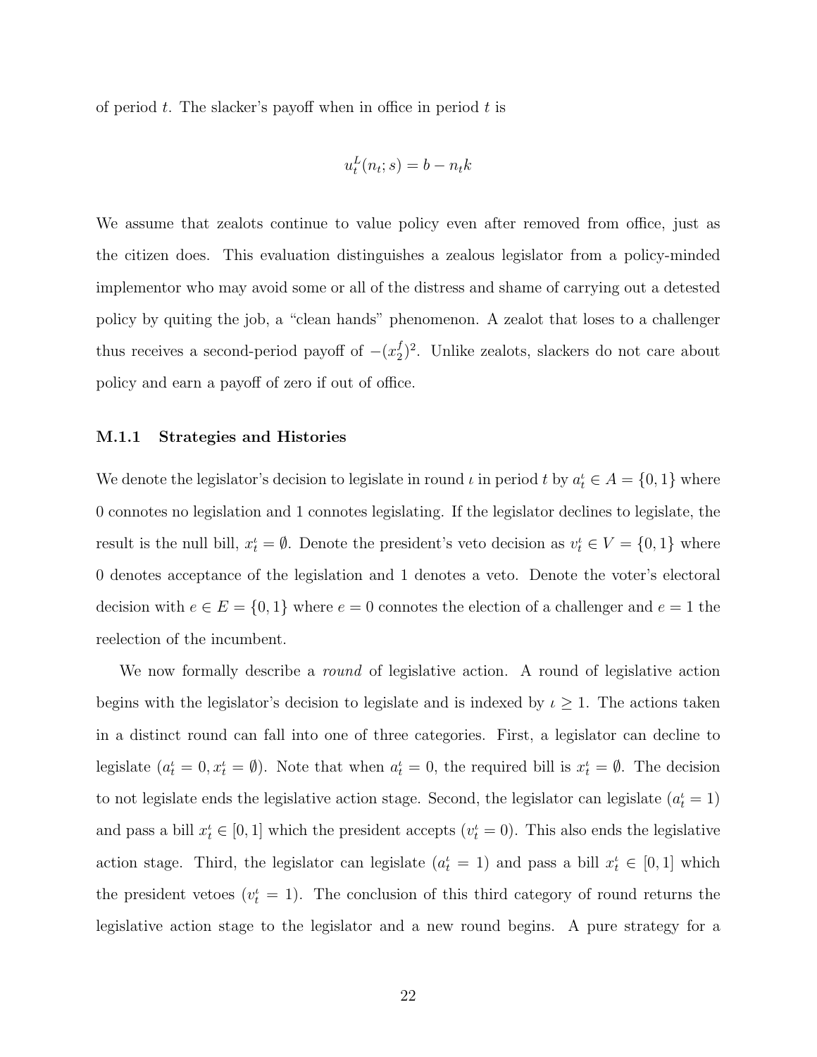of period $t$. The slacker's payoff when in office in period $t$ is

$$u_t^L(n_t; s) = b - n_t k$$

We assume that zealots continue to value policy even after removed from office, just as the citizen does. This evaluation distinguishes a zealous legislator from a policy-minded implementor who may avoid some or all of the distress and shame of carrying out a detested policy by quiting the job, a "clean hands" phenomenon. A zealot that loses to a challenger thus receives a second-period payoff of $-(x_2^f)^2$. Unlike zealots, slackers do not care about policy and earn a payoff of zero if out of office.

### M.1.1 Strategies and Histories

We denote the legislator's decision to legislate in round $\iota$ in period $t$ by $a_t^\iota \in A = \{0, 1\}$ where 0 connotes no legislation and 1 connotes legislating. If the legislator declines to legislate, the result is the null bill, $x_t^\iota = \emptyset$. Denote the president's veto decision as $v_t^\iota \in V = \{0, 1\}$ where 0 denotes acceptance of the legislation and 1 denotes a veto. Denote the voter's electoral decision with $e \in E = \{0, 1\}$ where $e = 0$ connotes the election of a challenger and $e = 1$ the reelection of the incumbent.

We now formally describe a *round* of legislative action. A round of legislative action begins with the legislator's decision to legislate and is indexed by $\iota \geq 1$. The actions taken in a distinct round can fall into one of three categories. First, a legislator can decline to legislate ($a_t^\iota = 0, x_t^\iota = \emptyset$). Note that when $a_t^\iota = 0$, the required bill is $x_t^\iota = \emptyset$. The decision to not legislate ends the legislative action stage. Second, the legislator can legislate ($a_t^\iota = 1$) and pass a bill $x_t^\iota \in [0, 1]$ which the president accepts ($v_t^\iota = 0$). This also ends the legislative action stage. Third, the legislator can legislate ($a_t^\iota = 1$) and pass a bill $x_t^\iota \in [0, 1]$ which the president vetoes ($v_t^\iota = 1$). The conclusion of this third category of round returns the legislative action stage to the legislator and a new round begins. A pure strategy for a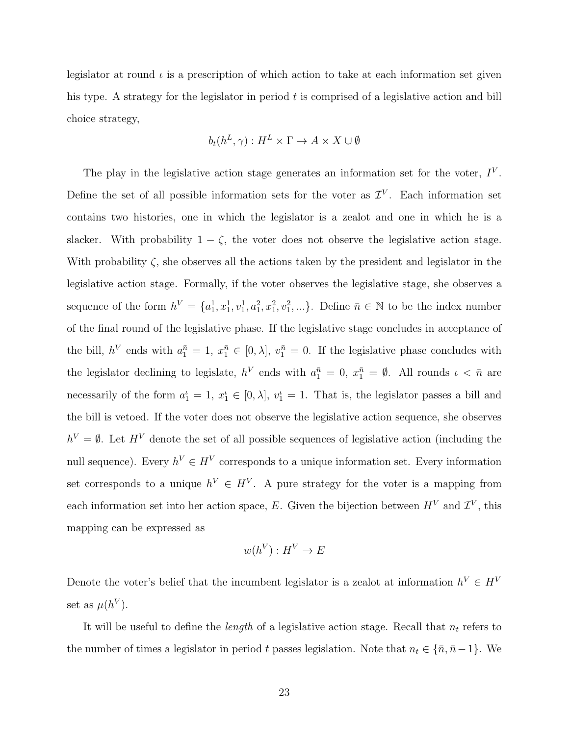legislator at round $\iota$ is a prescription of which action to take at each information set given his type. A strategy for the legislator in period $t$ is comprised of a legislative action and bill choice strategy,

$$b_t(h^L, \gamma) : H^L \times \Gamma \rightarrow A \times X \cup \emptyset$$

The play in the legislative action stage generates an information set for the voter, $I^V$. Define the set of all possible information sets for the voter as $\mathcal{I}^V$. Each information set contains two histories, one in which the legislator is a zealot and one in which he is a slacker. With probability $1 - \zeta$, the voter does not observe the legislative action stage. With probability $\zeta$, she observes all the actions taken by the president and legislator in the legislative action stage. Formally, if the voter observes the legislative stage, she observes a sequence of the form $h^V = \{a_1^1, x_1^1, v_1^1, a_1^2, x_1^2, v_1^2, ...\}$. Define $\bar{n} \in \mathbb{N}$ to be the index number of the final round of the legislative phase. If the legislative stage concludes in acceptance of the bill, $h^V$ ends with $a_1^{\bar{n}} = 1$, $x_1^{\bar{n}} \in [0, \lambda]$, $v_1^{\bar{n}} = 0$. If the legislative phase concludes with the legislator declining to legislate, $h^V$ ends with $a_1^{\bar{n}} = 0$, $x_1^{\bar{n}} = \emptyset$. All rounds $\iota < \bar{n}$ are necessarily of the form $a_1^{\iota} = 1$, $x_1^{\iota} \in [0, \lambda]$, $v_1^{\iota} = 1$. That is, the legislator passes a bill and the bill is vetoed. If the voter does not observe the legislative action sequence, she observes $h^V = \emptyset$. Let $H^V$ denote the set of all possible sequences of legislative action (including the null sequence). Every $h^V \in H^V$ corresponds to a unique information set. Every information set corresponds to a unique $h^V \in H^V$. A pure strategy for the voter is a mapping from each information set into her action space, $E$. Given the bijection between $H^V$ and $\mathcal{I}^V$, this mapping can be expressed as

$$w(h^V) : H^V \rightarrow E$$

Denote the voter's belief that the incumbent legislator is a zealot at information $h^V \in H^V$ set as $\mu(h^V)$.

It will be useful to define the *length* of a legislative action stage. Recall that $n_t$ refers to the number of times a legislator in period $t$ passes legislation. Note that $n_t \in \{\bar{n}, \bar{n} - 1\}$. We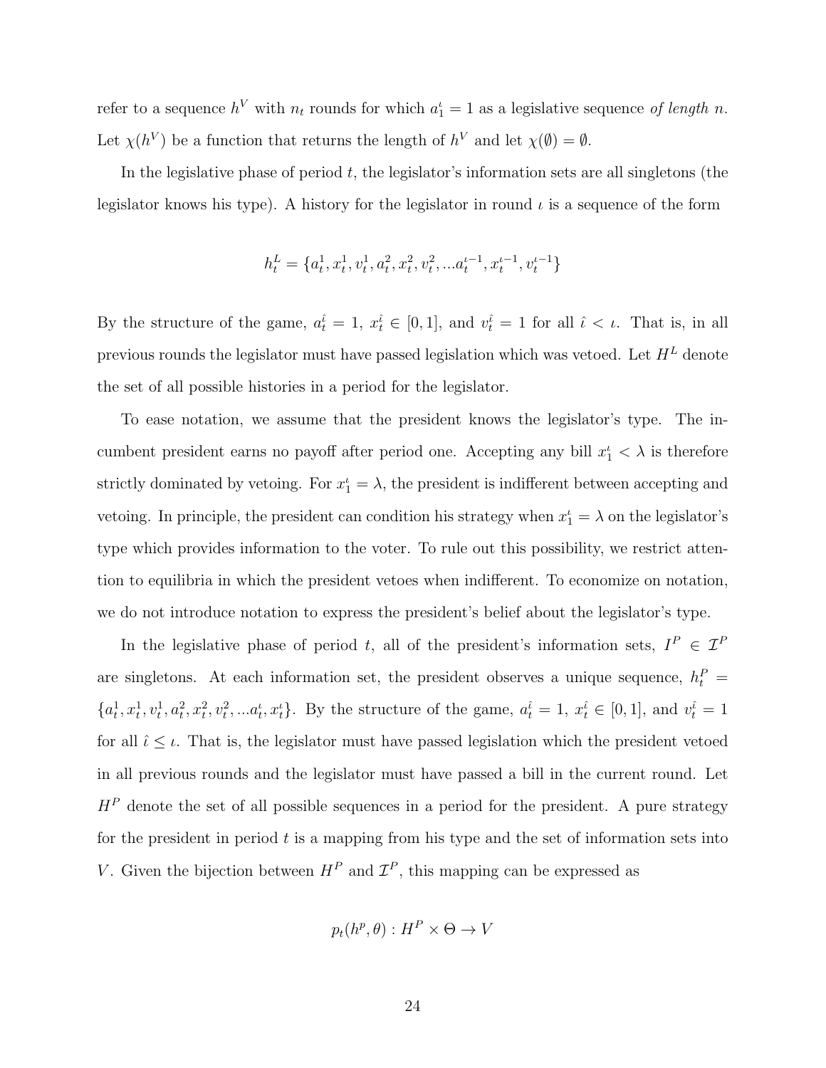refer to a sequence $h^V$ with $n_t$ rounds for which $a_1^\iota = 1$ as a legislative sequence *of length n*. Let $\chi(h^V)$ be a function that returns the length of $h^V$ and let $\chi(\emptyset) = \emptyset$.

In the legislative phase of period $t$, the legislator's information sets are all singletons (the legislator knows his type). A history for the legislator in round $\iota$ is a sequence of the form

$$h_t^L = \{a_t^1, x_t^1, v_t^1, a_t^2, x_t^2, v_t^2, ...a_t^{\iota-1}, x_t^{\iota-1}, v_t^{\iota-1}\}$$

By the structure of the game, $a_t^{\hat{\iota}} = 1$, $x_t^{\hat{\iota}} \in [0, 1]$, and $v_t^{\hat{\iota}} = 1$ for all $\hat{\iota} < \iota$. That is, in all previous rounds the legislator must have passed legislation which was vetoed. Let $H^L$ denote the set of all possible histories in a period for the legislator.

To ease notation, we assume that the president knows the legislator's type. The incumbent president earns no payoff after period one. Accepting any bill $x_1^\iota < \lambda$ is therefore strictly dominated by vetoing. For $x_1^\iota = \lambda$, the president is indifferent between accepting and vetoing. In principle, the president can condition his strategy when $x_1^\iota = \lambda$ on the legislator's type which provides information to the voter. To rule out this possibility, we restrict attention to equilibria in which the president vetoes when indifferent. To economize on notation, we do not introduce notation to express the president's belief about the legislator's type.

In the legislative phase of period $t$, all of the president's information sets, $I^P \in \mathcal{I}^P$ are singletons. At each information set, the president observes a unique sequence, $h_t^P = \{a_t^1, x_t^1, v_t^1, a_t^2, x_t^2, v_t^2, ...a_t^\iota, x_t^\iota\}$. By the structure of the game, $a_t^{\hat{\iota}} = 1$, $x_t^{\hat{\iota}} \in [0, 1]$, and $v_t^{\hat{\iota}} = 1$ for all $\hat{\iota} \leq \iota$. That is, the legislator must have passed legislation which the president vetoed in all previous rounds and the legislator must have passed a bill in the current round. Let $H^P$ denote the set of all possible sequences in a period for the president. A pure strategy for the president in period $t$ is a mapping from his type and the set of information sets into $V$. Given the bijection between $H^P$ and $\mathcal{I}^P$, this mapping can be expressed as

$$p_t(h^p, \theta) : H^P \times \Theta \to V$$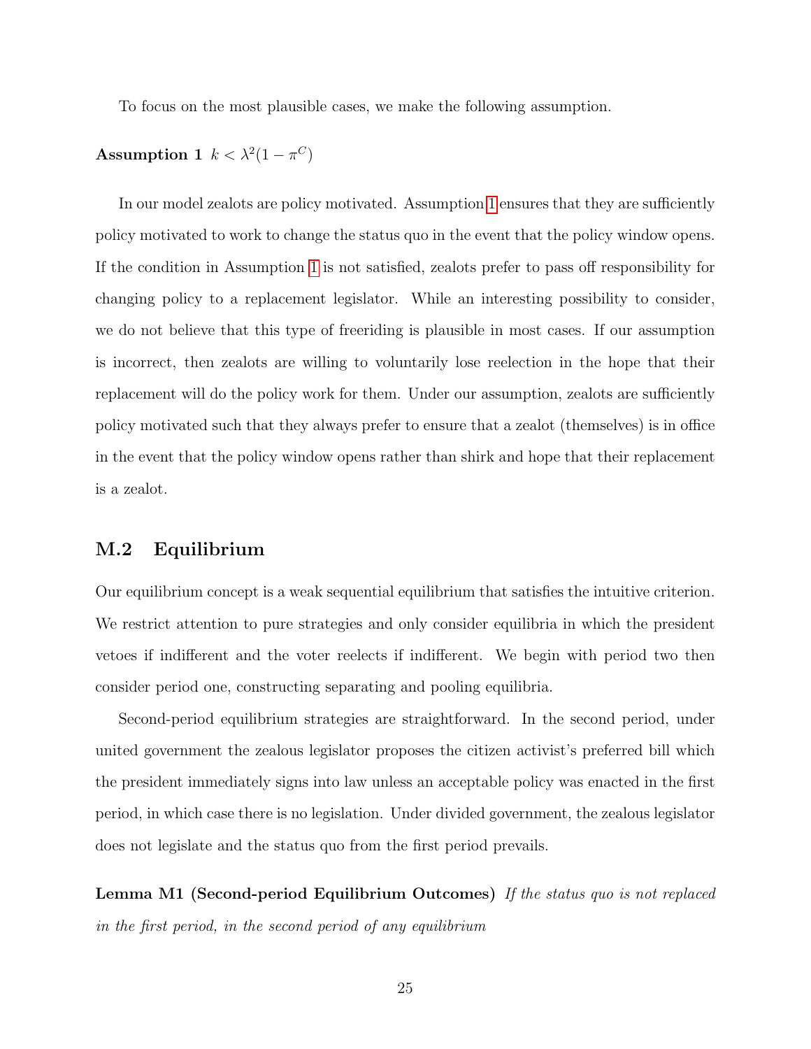To focus on the most plausible cases, we make the following assumption.

**Assumption 1** $k < \lambda^2(1 - \pi^C)$

In our model zealots are policy motivated. Assumption 1 ensures that they are sufficiently policy motivated to work to change the status quo in the event that the policy window opens. If the condition in Assumption 1 is not satisfied, zealots prefer to pass off responsibility for changing policy to a replacement legislator. While an interesting possibility to consider, we do not believe that this type of freeriding is plausible in most cases. If our assumption is incorrect, then zealots are willing to voluntarily lose reelection in the hope that their replacement will do the policy work for them. Under our assumption, zealots are sufficiently policy motivated such that they always prefer to ensure that a zealot (themselves) is in office in the event that the policy window opens rather than shirk and hope that their replacement is a zealot.

## M.2 Equilibrium

Our equilibrium concept is a weak sequential equilibrium that satisfies the intuitive criterion. We restrict attention to pure strategies and only consider equilibria in which the president vetoes if indifferent and the voter reelects if indifferent. We begin with period two then consider period one, constructing separating and pooling equilibria.

Second-period equilibrium strategies are straightforward. In the second period, under united government the zealous legislator proposes the citizen activist's preferred bill which the president immediately signs into law unless an acceptable policy was enacted in the first period, in which case there is no legislation. Under divided government, the zealous legislator does not legislate and the status quo from the first period prevails.

**Lemma M1 (Second-period Equilibrium Outcomes)** *If the status quo is not replaced in the first period, in the second period of any equilibrium*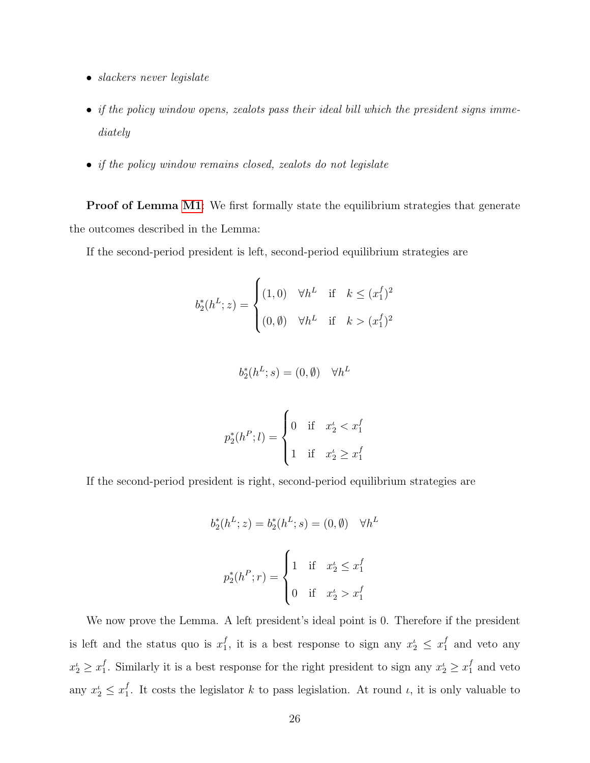- *slackers never legislate*
- *if the policy window opens, zealots pass their ideal bill which the president signs immediately*
- *if the policy window remains closed, zealots do not legislate*

**Proof of Lemma M1**: We first formally state the equilibrium strategies that generate the outcomes described in the Lemma:

If the second-period president is left, second-period equilibrium strategies are

$$b_2^*(h^L; z) = \begin{cases} (1, 0) & \forall h^L \quad \text{if} \quad k \leq (x_1^f)^2 \\ (0, \emptyset) & \forall h^L \quad \text{if} \quad k > (x_1^f)^2 \end{cases}$$

$$b_2^*(h^L; s) = (0, \emptyset) \quad \forall h^L$$

$$p_2^*(h^P; l) = \begin{cases} 0 & \text{if} \quad x_2^\iota < x_1^f \\ 1 & \text{if} \quad x_2^\iota \geq x_1^f \end{cases}$$

If the second-period president is right, second-period equilibrium strategies are

$$b_2^*(h^L; z) = b_2^*(h^L; s) = (0, \emptyset) \quad \forall h^L$$

$$p_2^*(h^P; r) = \begin{cases} 1 & \text{if} \quad x_2^\iota \leq x_1^f \\ 0 & \text{if} \quad x_2^\iota > x_1^f \end{cases}$$

We now prove the Lemma. A left president's ideal point is 0. Therefore if the president is left and the status quo is $x_1^f$, it is a best response to sign any $x_2^\iota \leq x_1^f$ and veto any $x_2^\iota \geq x_1^f$. Similarly it is a best response for the right president to sign any $x_2^\iota \geq x_1^f$ and veto any $x_2^\iota \leq x_1^f$. It costs the legislator $k$ to pass legislation. At round $\iota$, it is only valuable to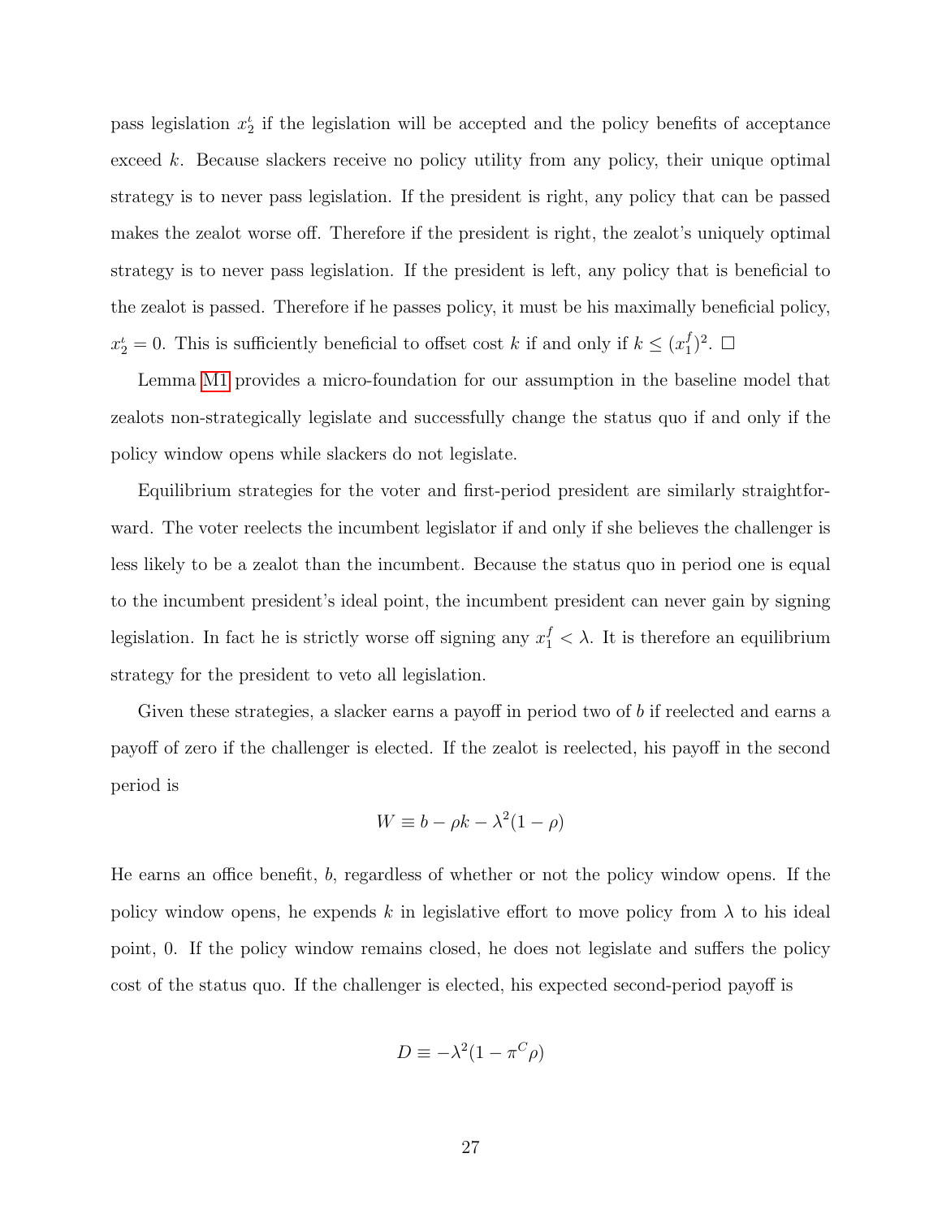pass legislation $x_2^\iota$ if the legislation will be accepted and the policy benefits of acceptance exceed $k$. Because slackers receive no policy utility from any policy, their unique optimal strategy is to never pass legislation. If the president is right, any policy that can be passed makes the zealot worse off. Therefore if the president is right, the zealot's uniquely optimal strategy is to never pass legislation. If the president is left, any policy that is beneficial to the zealot is passed. Therefore if he passes policy, it must be his maximally beneficial policy, $x_2^\iota = 0$. This is sufficiently beneficial to offset cost $k$ if and only if $k \leq (x_1^f)^2$. □

Lemma M1 provides a micro-foundation for our assumption in the baseline model that zealots non-strategically legislate and successfully change the status quo if and only if the policy window opens while slackers do not legislate.

Equilibrium strategies for the voter and first-period president are similarly straightforward. The voter reelects the incumbent legislator if and only if she believes the challenger is less likely to be a zealot than the incumbent. Because the status quo in period one is equal to the incumbent president's ideal point, the incumbent president can never gain by signing legislation. In fact he is strictly worse off signing any $x_1^f < \lambda$. It is therefore an equilibrium strategy for the president to veto all legislation.

Given these strategies, a slacker earns a payoff in period two of $b$ if reelected and earns a payoff of zero if the challenger is elected. If the zealot is reelected, his payoff in the second period is

$$W \equiv b - \rho k - \lambda^2(1 - \rho)$$

He earns an office benefit, $b$, regardless of whether or not the policy window opens. If the policy window opens, he expends $k$ in legislative effort to move policy from $\lambda$ to his ideal point, 0. If the policy window remains closed, he does not legislate and suffers the policy cost of the status quo. If the challenger is elected, his expected second-period payoff is

$$D \equiv -\lambda^2(1 - \pi^C \rho)$$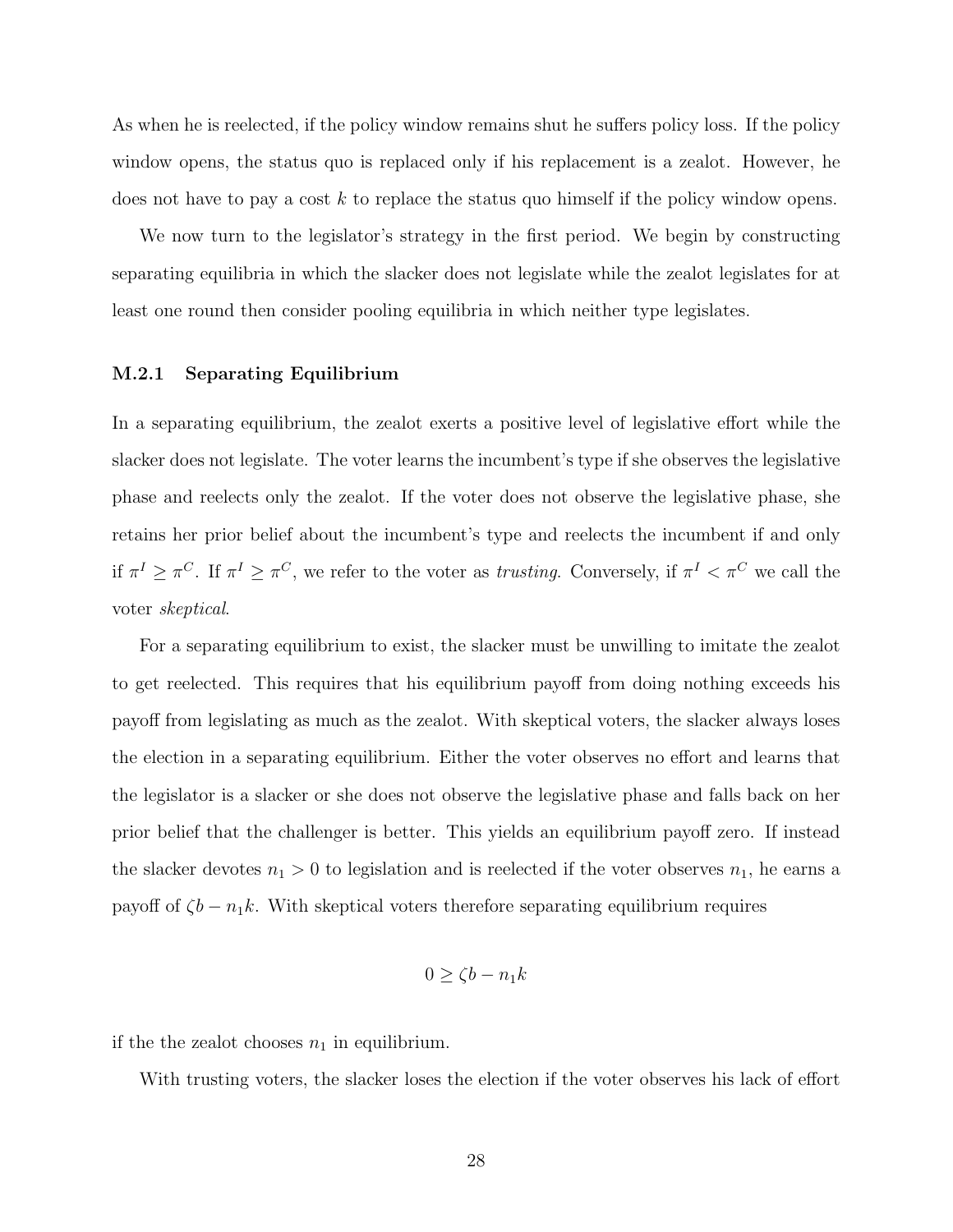As when he is reelected, if the policy window remains shut he suffers policy loss. If the policy window opens, the status quo is replaced only if his replacement is a zealot. However, he does not have to pay a cost $k$ to replace the status quo himself if the policy window opens.

We now turn to the legislator's strategy in the first period. We begin by constructing separating equilibria in which the slacker does not legislate while the zealot legislates for at least one round then consider pooling equilibria in which neither type legislates.

### M.2.1 Separating Equilibrium

In a separating equilibrium, the zealot exerts a positive level of legislative effort while the slacker does not legislate. The voter learns the incumbent's type if she observes the legislative phase and reelects only the zealot. If the voter does not observe the legislative phase, she retains her prior belief about the incumbent's type and reelects the incumbent if and only if $\pi^I \geq \pi^C$. If $\pi^I \geq \pi^C$, we refer to the voter as *trusting*. Conversely, if $\pi^I < \pi^C$ we call the voter *skeptical*.

For a separating equilibrium to exist, the slacker must be unwilling to imitate the zealot to get reelected. This requires that his equilibrium payoff from doing nothing exceeds his payoff from legislating as much as the zealot. With skeptical voters, the slacker always loses the election in a separating equilibrium. Either the voter observes no effort and learns that the legislator is a slacker or she does not observe the legislative phase and falls back on her prior belief that the challenger is better. This yields an equilibrium payoff zero. If instead the slacker devotes $n_1 > 0$ to legislation and is reelected if the voter observes $n_1$, he earns a payoff of $\zeta b - n_1 k$. With skeptical voters therefore separating equilibrium requires

$$0 \geq \zeta b - n_1 k$$

if the the zealot chooses $n_1$ in equilibrium.

With trusting voters, the slacker loses the election if the voter observes his lack of effort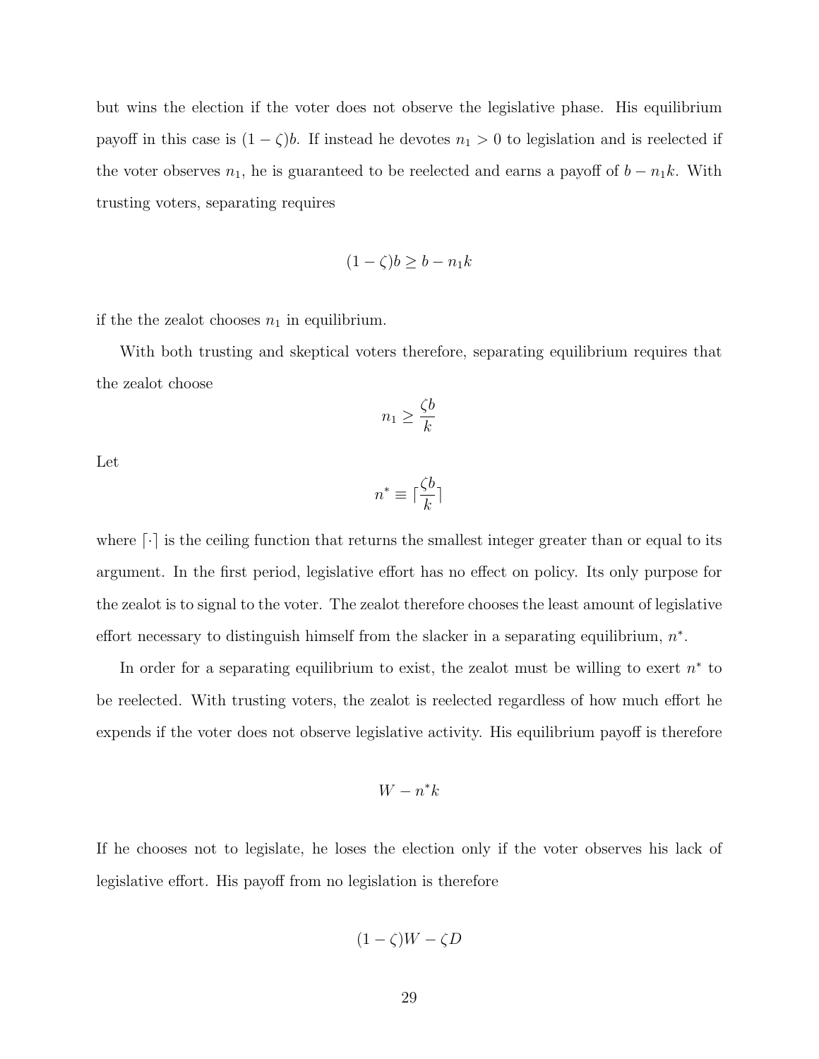but wins the election if the voter does not observe the legislative phase. His equilibrium payoff in this case is $(1-\zeta)b$. If instead he devotes $n_1 > 0$ to legislation and is reelected if the voter observes $n_1$, he is guaranteed to be reelected and earns a payoff of $b - n_1 k$. With trusting voters, separating requires

$$(1-\zeta)b \geq b - n_1 k$$

if the the zealot chooses $n_1$ in equilibrium.

With both trusting and skeptical voters therefore, separating equilibrium requires that the zealot choose

$$n_1 \geq \frac{\zeta b}{k}$$

Let

$$n^* \equiv \lceil \frac{\zeta b}{k} \rceil$$

where $\lceil \cdot \rceil$ is the ceiling function that returns the smallest integer greater than or equal to its argument. In the first period, legislative effort has no effect on policy. Its only purpose for the zealot is to signal to the voter. The zealot therefore chooses the least amount of legislative effort necessary to distinguish himself from the slacker in a separating equilibrium, $n^*$.

In order for a separating equilibrium to exist, the zealot must be willing to exert $n^*$ to be reelected. With trusting voters, the zealot is reelected regardless of how much effort he expends if the voter does not observe legislative activity. His equilibrium payoff is therefore

$$W - n^* k$$

If he chooses not to legislate, he loses the election only if the voter observes his lack of legislative effort. His payoff from no legislation is therefore

$$(1-\zeta)W - \zeta D$$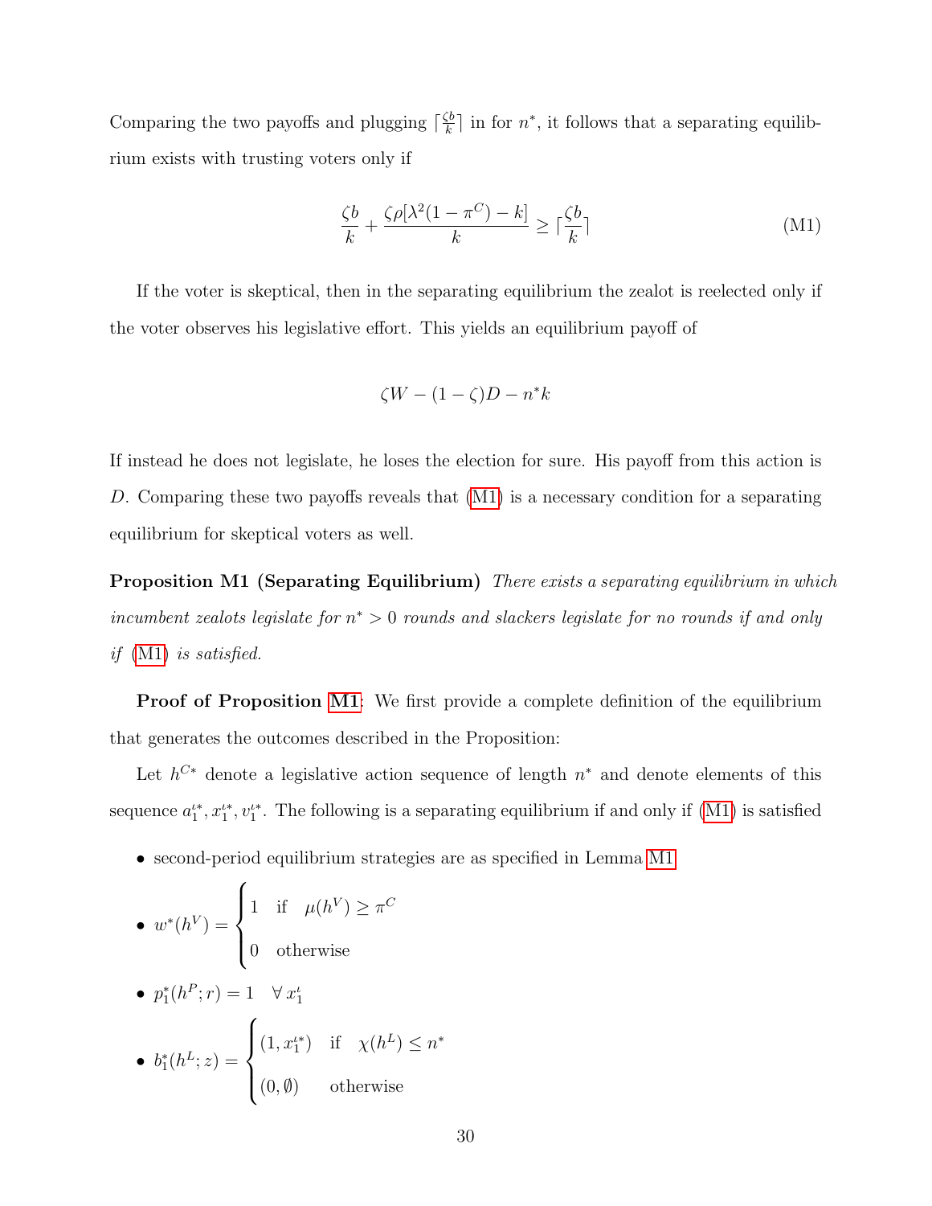Comparing the two payoffs and plugging $\lceil \frac{\zeta b}{k} \rceil$ in for $n^*$, it follows that a separating equilibrium exists with trusting voters only if

$$\frac{\zeta b}{k} + \frac{\zeta \rho [\lambda^2 (1 - \pi^C) - k]}{k} \geq \lceil \frac{\zeta b}{k} \rceil \tag{M1}$$

If the voter is skeptical, then in the separating equilibrium the zealot is reelected only if the voter observes his legislative effort. This yields an equilibrium payoff of

$$\zeta W - (1 - \zeta) D - n^* k$$

If instead he does not legislate, he loses the election for sure. His payoff from this action is $D$. Comparing these two payoffs reveals that (M1) is a necessary condition for a separating equilibrium for skeptical voters as well.

**Proposition M1 (Separating Equilibrium)** *There exists a separating equilibrium in which incumbent zealots legislate for $n^* > 0$ rounds and slackers legislate for no rounds if and only if (M1) is satisfied.*

**Proof of Proposition M1**: We first provide a complete definition of the equilibrium that generates the outcomes described in the Proposition:

Let $h^{C*}$ denote a legislative action sequence of length $n^*$ and denote elements of this sequence $a_1^{\iota *}, x_1^{\iota *}, v_1^{\iota *}$. The following is a separating equilibrium if and only if (M1) is satisfied

- second-period equilibrium strategies are as specified in Lemma M1
- $w^*(h^V) = \begin{cases} 1 & \text{if} \quad \mu(h^V) \geq \pi^C \\ 0 & \text{otherwise} \end{cases}$
- $p_1^*(h^P; r) = 1 \quad \forall \, x_1^\iota$
- $b_1^*(h^L; z) = \begin{cases} (1, x_1^{\iota *}) & \text{if} \quad \chi(h^L) \leq n^* \\ (0, \emptyset) & \text{otherwise} \end{cases}$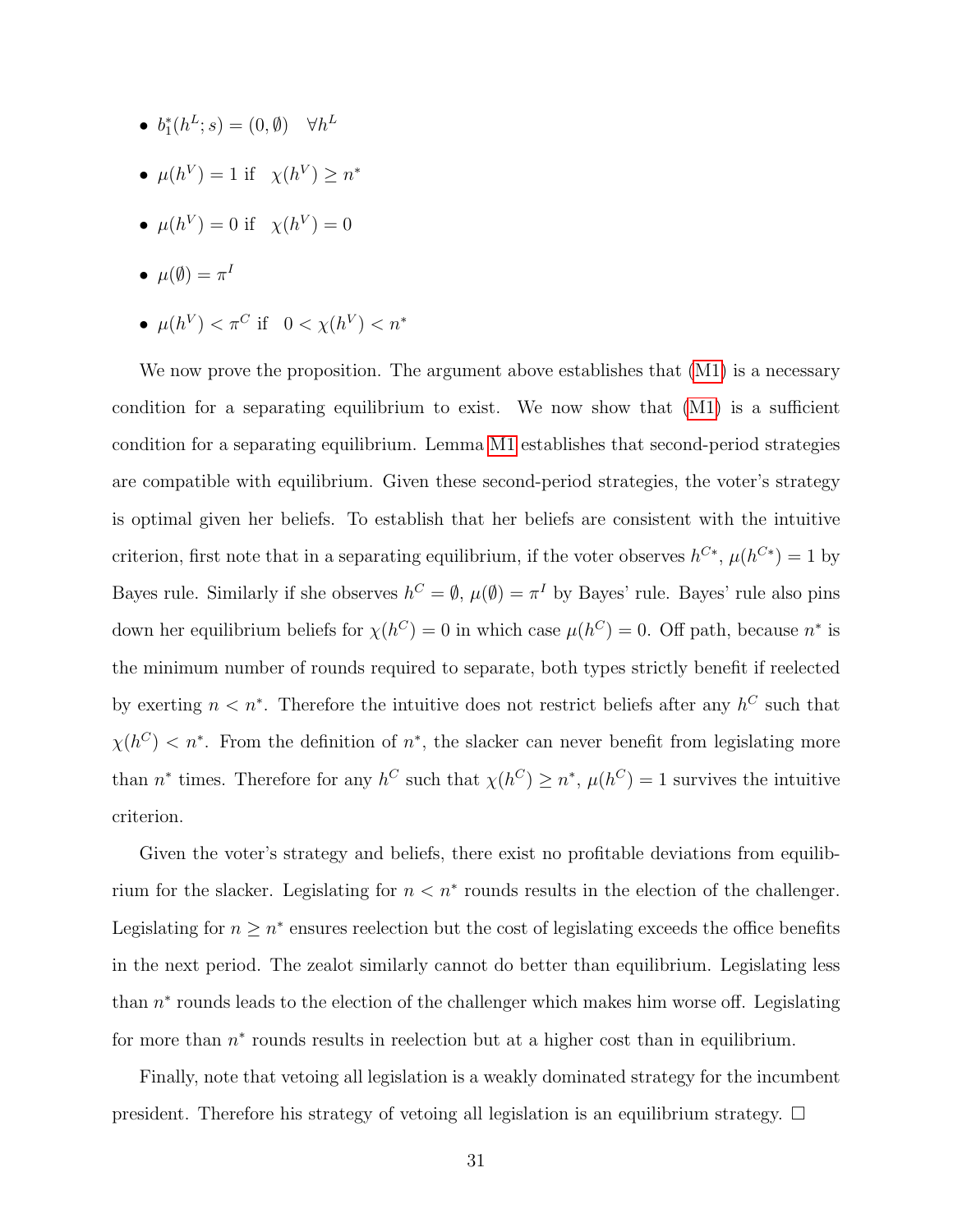- $b_1^*(h^L; s) = (0, \emptyset) \quad \forall h^L$
- $\mu(h^V) = 1$ if $\quad \chi(h^V) \geq n^*$
- $\mu(h^V) = 0$ if $\quad \chi(h^V) = 0$
- $\mu(\emptyset) = \pi^I$
- $\mu(h^V) < \pi^C$ if $\quad 0 < \chi(h^V) < n^*$

We now prove the proposition. The argument above establishes that (M1) is a necessary condition for a separating equilibrium to exist. We now show that (M1) is a sufficient condition for a separating equilibrium. Lemma M1 establishes that second-period strategies are compatible with equilibrium. Given these second-period strategies, the voter's strategy is optimal given her beliefs. To establish that her beliefs are consistent with the intuitive criterion, first note that in a separating equilibrium, if the voter observes $h^{C*}$, $\mu(h^{C*}) = 1$ by Bayes rule. Similarly if she observes $h^C = \emptyset$, $\mu(\emptyset) = \pi^I$ by Bayes' rule. Bayes' rule also pins down her equilibrium beliefs for $\chi(h^C) = 0$ in which case $\mu(h^C) = 0$. Off path, because $n^*$ is the minimum number of rounds required to separate, both types strictly benefit if reelected by exerting $n < n^*$. Therefore the intuitive does not restrict beliefs after any $h^C$ such that $\chi(h^C) < n^*$. From the definition of $n^*$, the slacker can never benefit from legislating more than $n^*$ times. Therefore for any $h^C$ such that $\chi(h^C) \geq n^*$, $\mu(h^C) = 1$ survives the intuitive criterion.

Given the voter's strategy and beliefs, there exist no profitable deviations from equilibrium for the slacker. Legislating for $n < n^*$ rounds results in the election of the challenger. Legislating for $n \geq n^*$ ensures reelection but the cost of legislating exceeds the office benefits in the next period. The zealot similarly cannot do better than equilibrium. Legislating less than $n^*$ rounds leads to the election of the challenger which makes him worse off. Legislating for more than $n^*$ rounds results in reelection but at a higher cost than in equilibrium.

Finally, note that vetoing all legislation is a weakly dominated strategy for the incumbent president. Therefore his strategy of vetoing all legislation is an equilibrium strategy. $\square$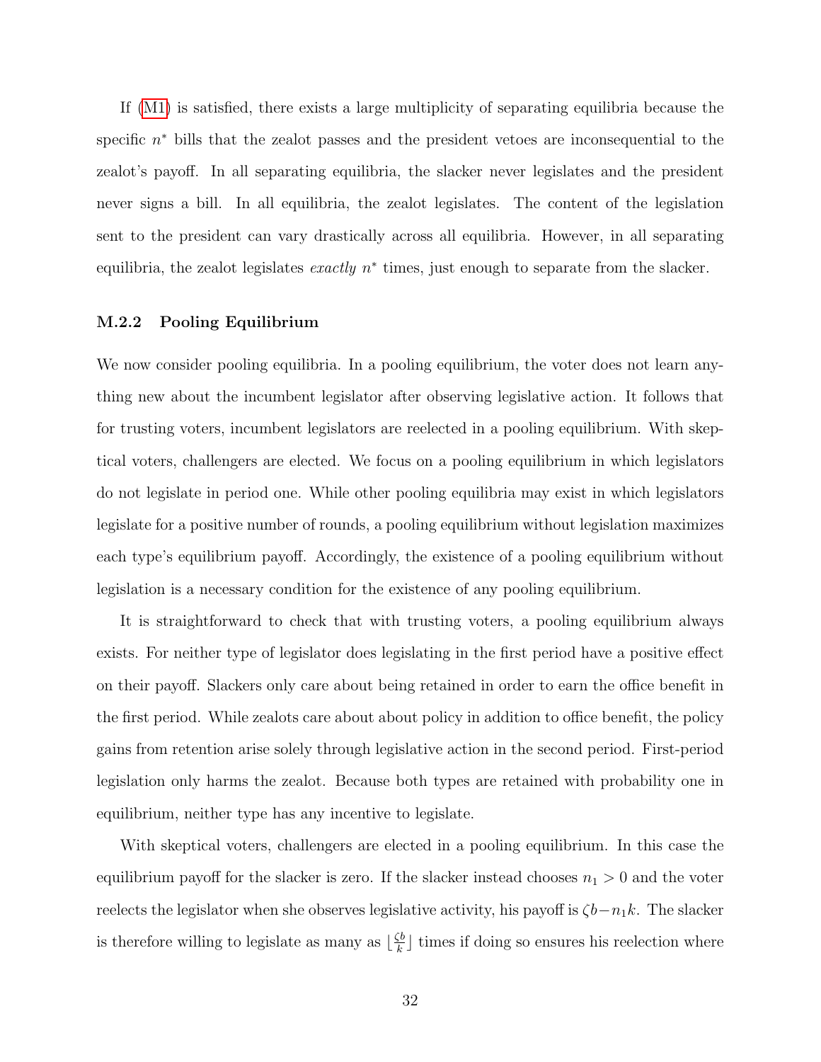If (M1) is satisfied, there exists a large multiplicity of separating equilibria because the specific $n^*$ bills that the zealot passes and the president vetoes are inconsequential to the zealot's payoff. In all separating equilibria, the slacker never legislates and the president never signs a bill. In all equilibria, the zealot legislates. The content of the legislation sent to the president can vary drastically across all equilibria. However, in all separating equilibria, the zealot legislates *exactly* $n^*$ times, just enough to separate from the slacker.

### M.2.2 Pooling Equilibrium

We now consider pooling equilibria. In a pooling equilibrium, the voter does not learn anything new about the incumbent legislator after observing legislative action. It follows that for trusting voters, incumbent legislators are reelected in a pooling equilibrium. With skeptical voters, challengers are elected. We focus on a pooling equilibrium in which legislators do not legislate in period one. While other pooling equilibria may exist in which legislators legislate for a positive number of rounds, a pooling equilibrium without legislation maximizes each type's equilibrium payoff. Accordingly, the existence of a pooling equilibrium without legislation is a necessary condition for the existence of any pooling equilibrium.

It is straightforward to check that with trusting voters, a pooling equilibrium always exists. For neither type of legislator does legislating in the first period have a positive effect on their payoff. Slackers only care about being retained in order to earn the office benefit in the first period. While zealots care about about policy in addition to office benefit, the policy gains from retention arise solely through legislative action in the second period. First-period legislation only harms the zealot. Because both types are retained with probability one in equilibrium, neither type has any incentive to legislate.

With skeptical voters, challengers are elected in a pooling equilibrium. In this case the equilibrium payoff for the slacker is zero. If the slacker instead chooses $n_1 > 0$ and the voter reelects the legislator when she observes legislative activity, his payoff is $\zeta b - n_1 k$. The slacker is therefore willing to legislate as many as $\lfloor \frac{\zeta b}{k} \rfloor$ times if doing so ensures his reelection where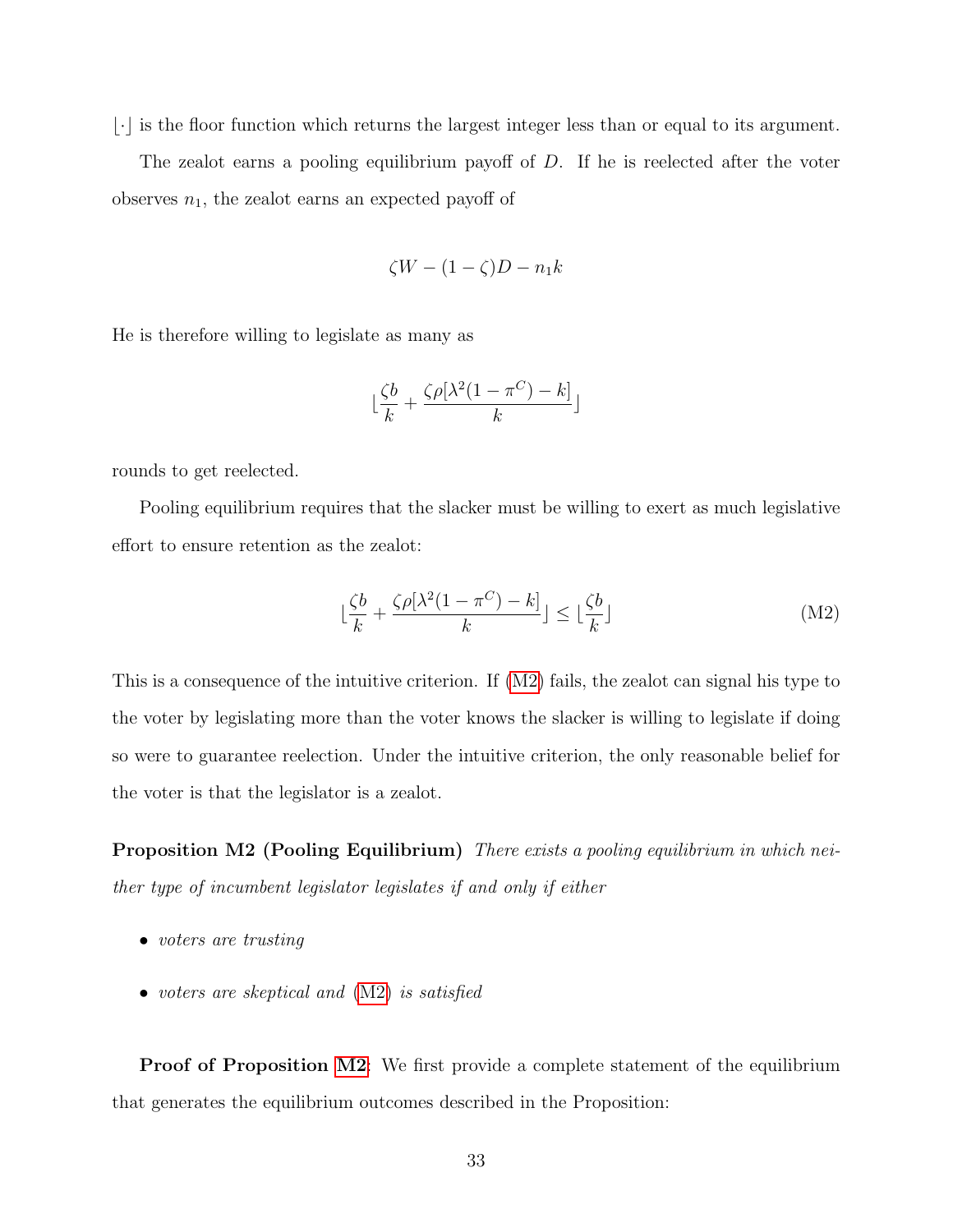$\lfloor \cdot \rfloor$ is the floor function which returns the largest integer less than or equal to its argument.

The zealot earns a pooling equilibrium payoff of $D$. If he is reelected after the voter observes $n_1$, the zealot earns an expected payoff of

$$\zeta W - (1-\zeta)D - n_1 k$$

He is therefore willing to legislate as many as

$$\lfloor \frac{\zeta b}{k} + \frac{\zeta \rho [\lambda^2 (1-\pi^C) - k]}{k} \rfloor$$

rounds to get reelected.

Pooling equilibrium requires that the slacker must be willing to exert as much legislative effort to ensure retention as the zealot:

$$\lfloor \frac{\zeta b}{k} + \frac{\zeta \rho [\lambda^2 (1-\pi^C) - k]}{k} \rfloor \leq \lfloor \frac{\zeta b}{k} \rfloor \tag{M2}$$

This is a consequence of the intuitive criterion. If (M2) fails, the zealot can signal his type to the voter by legislating more than the voter knows the slacker is willing to legislate if doing so were to guarantee reelection. Under the intuitive criterion, the only reasonable belief for the voter is that the legislator is a zealot.

**Proposition M2 (Pooling Equilibrium)** *There exists a pooling equilibrium in which neither type of incumbent legislator legislates if and only if either*

- *voters are trusting*
- *voters are skeptical and* (M2) *is satisfied*

**Proof of Proposition M2:** We first provide a complete statement of the equilibrium that generates the equilibrium outcomes described in the Proposition: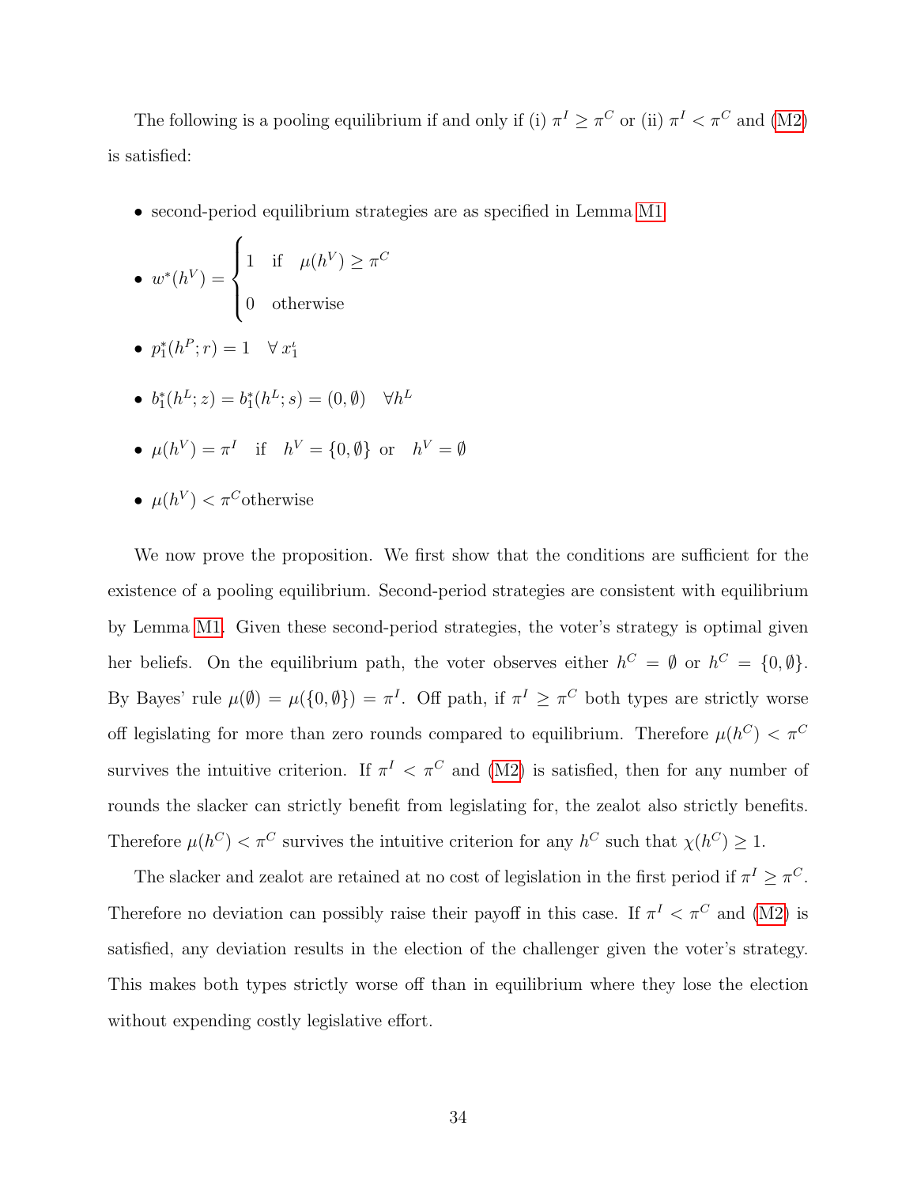The following is a pooling equilibrium if and only if (i) $\pi^I \geq \pi^C$ or (ii) $\pi^I < \pi^C$ and (M2) is satisfied:

- second-period equilibrium strategies are as specified in Lemma M1
- $w^*(h^V) = \begin{cases} 1 & \text{if} \quad \mu(h^V) \geq \pi^C \\ 0 & \text{otherwise} \end{cases}$
- $p_1^*(h^P; r) = 1 \quad \forall x_1^\iota$
- $b_1^*(h^L; z) = b_1^*(h^L; s) = (0, \emptyset) \quad \forall h^L$
- $\mu(h^V) = \pi^I \quad \text{if} \quad h^V = \{0, \emptyset\} \text{ or } \quad h^V = \emptyset$
- $\mu(h^V) < \pi^C$ otherwise

We now prove the proposition. We first show that the conditions are sufficient for the existence of a pooling equilibrium. Second-period strategies are consistent with equilibrium by Lemma M1. Given these second-period strategies, the voter's strategy is optimal given her beliefs. On the equilibrium path, the voter observes either $h^C = \emptyset$ or $h^C = \{0, \emptyset\}$. By Bayes' rule $\mu(\emptyset) = \mu(\{0, \emptyset\}) = \pi^I$. Off path, if $\pi^I \geq \pi^C$ both types are strictly worse off legislating for more than zero rounds compared to equilibrium. Therefore $\mu(h^C) < \pi^C$ survives the intuitive criterion. If $\pi^I < \pi^C$ and (M2) is satisfied, then for any number of rounds the slacker can strictly benefit from legislating for, the zealot also strictly benefits. Therefore $\mu(h^C) < \pi^C$ survives the intuitive criterion for any $h^C$ such that $\chi(h^C) \geq 1$.

The slacker and zealot are retained at no cost of legislation in the first period if $\pi^I \geq \pi^C$. Therefore no deviation can possibly raise their payoff in this case. If $\pi^I < \pi^C$ and (M2) is satisfied, any deviation results in the election of the challenger given the voter's strategy. This makes both types strictly worse off than in equilibrium where they lose the election without expending costly legislative effort.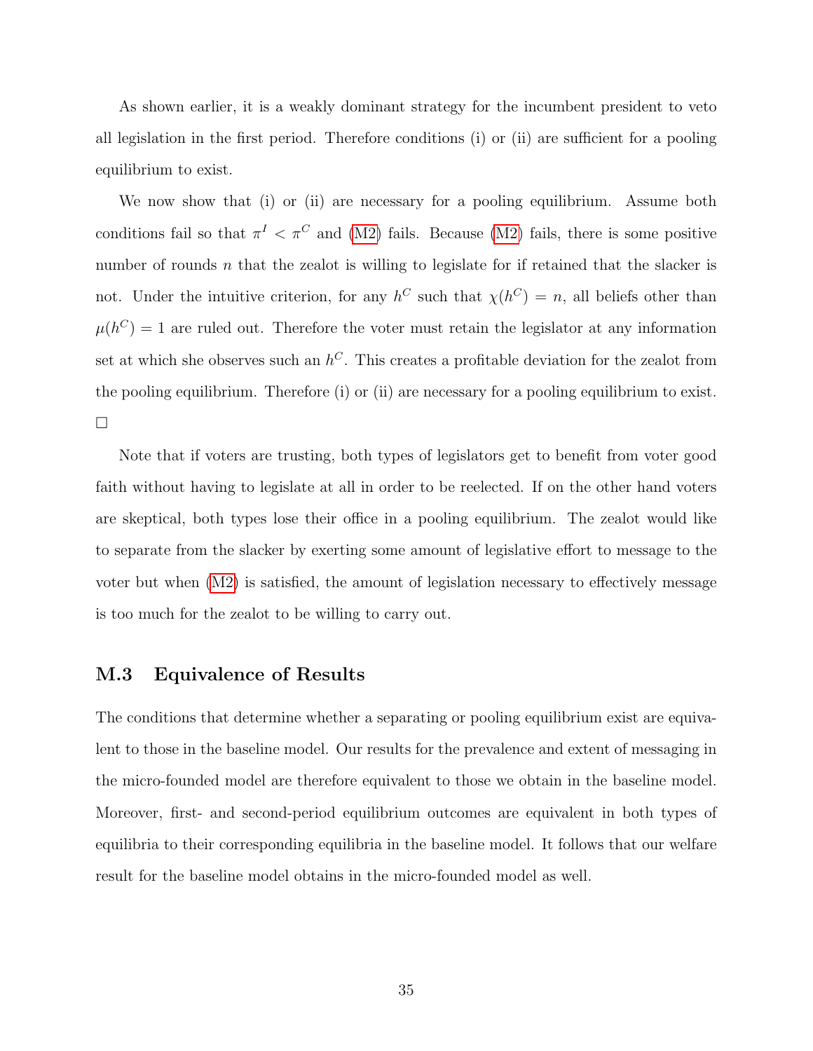As shown earlier, it is a weakly dominant strategy for the incumbent president to veto all legislation in the first period. Therefore conditions (i) or (ii) are sufficient for a pooling equilibrium to exist.

We now show that (i) or (ii) are necessary for a pooling equilibrium. Assume both conditions fail so that $\pi^I < \pi^C$ and (M2) fails. Because (M2) fails, there is some positive number of rounds $n$ that the zealot is willing to legislate for if retained that the slacker is not. Under the intuitive criterion, for any $h^C$ such that $\chi(h^C) = n$, all beliefs other than $\mu(h^C) = 1$ are ruled out. Therefore the voter must retain the legislator at any information set at which she observes such an $h^C$. This creates a profitable deviation for the zealot from the pooling equilibrium. Therefore (i) or (ii) are necessary for a pooling equilibrium to exist. □

Note that if voters are trusting, both types of legislators get to benefit from voter good faith without having to legislate at all in order to be reelected. If on the other hand voters are skeptical, both types lose their office in a pooling equilibrium. The zealot would like to separate from the slacker by exerting some amount of legislative effort to message to the voter but when (M2) is satisfied, the amount of legislation necessary to effectively message is too much for the zealot to be willing to carry out.

### M.3 Equivalence of Results

The conditions that determine whether a separating or pooling equilibrium exist are equivalent to those in the baseline model. Our results for the prevalence and extent of messaging in the micro-founded model are therefore equivalent to those we obtain in the baseline model. Moreover, first- and second-period equilibrium outcomes are equivalent in both types of equilibria to their corresponding equilibria in the baseline model. It follows that our welfare result for the baseline model obtains in the micro-founded model as well.